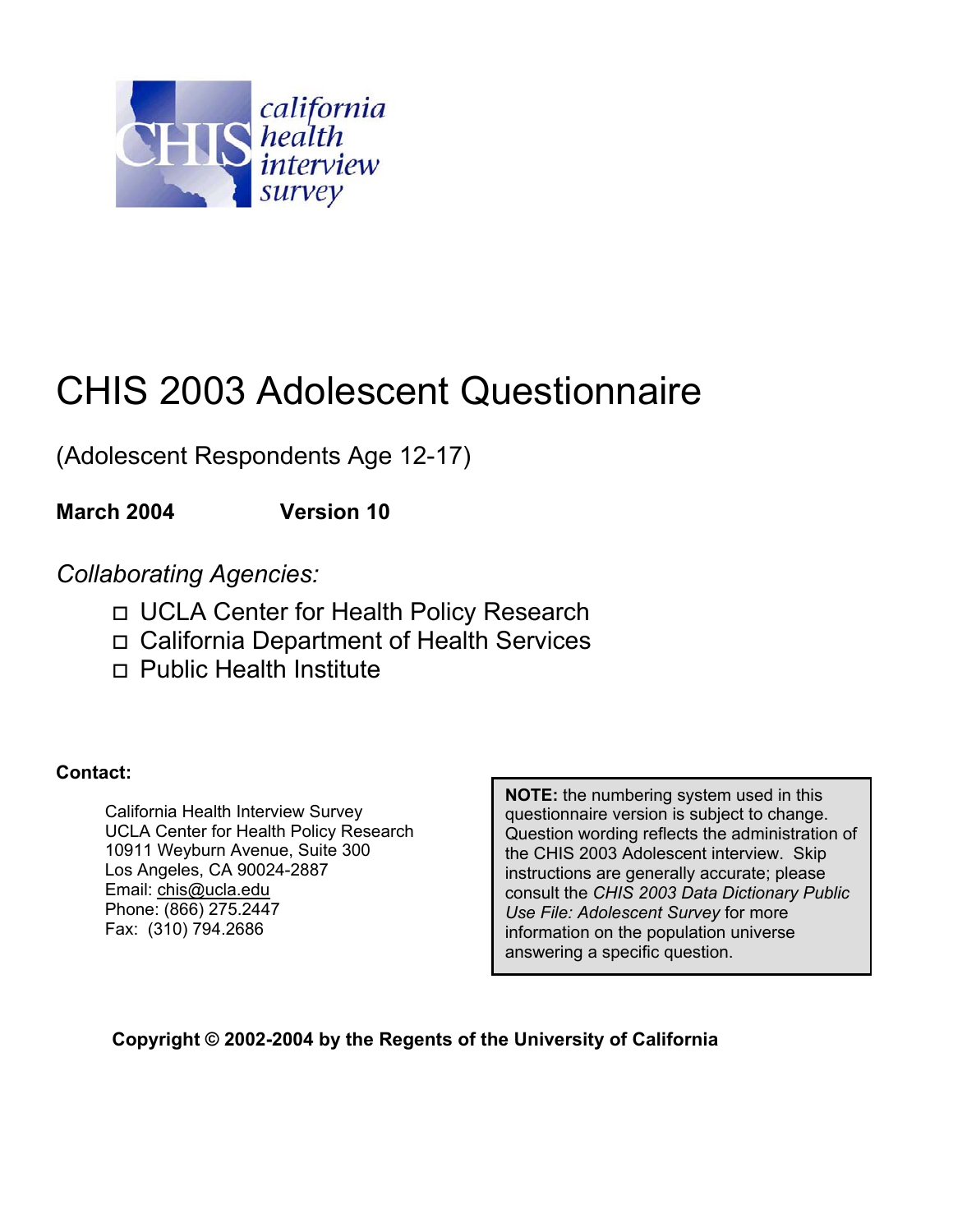california health interview survey

# CHIS 2003 Adolescent Questionnaire

(Adolescent Respondents Age 12-17)

**March 2004** **Version 10**

*Collaborating Agencies:*

- UCLA Center for Health Policy Research
- California Department of Health Services
- Public Health Institute

**Contact:**

California Health Interview Survey
UCLA Center for Health Policy Research
10911 Weyburn Avenue, Suite 300
Los Angeles, CA 90024-2887
Email: chis@ucla.edu
Phone: (866) 275.2447
Fax: (310) 794.2686

**NOTE:** the numbering system used in this questionnaire version is subject to change. Question wording reflects the administration of the CHIS 2003 Adolescent interview. Skip instructions are generally accurate; please consult the *CHIS 2003 Data Dictionary Public Use File: Adolescent Survey* for more information on the population universe answering a specific question.

**Copyright © 2002-2004 by the Regents of the University of California**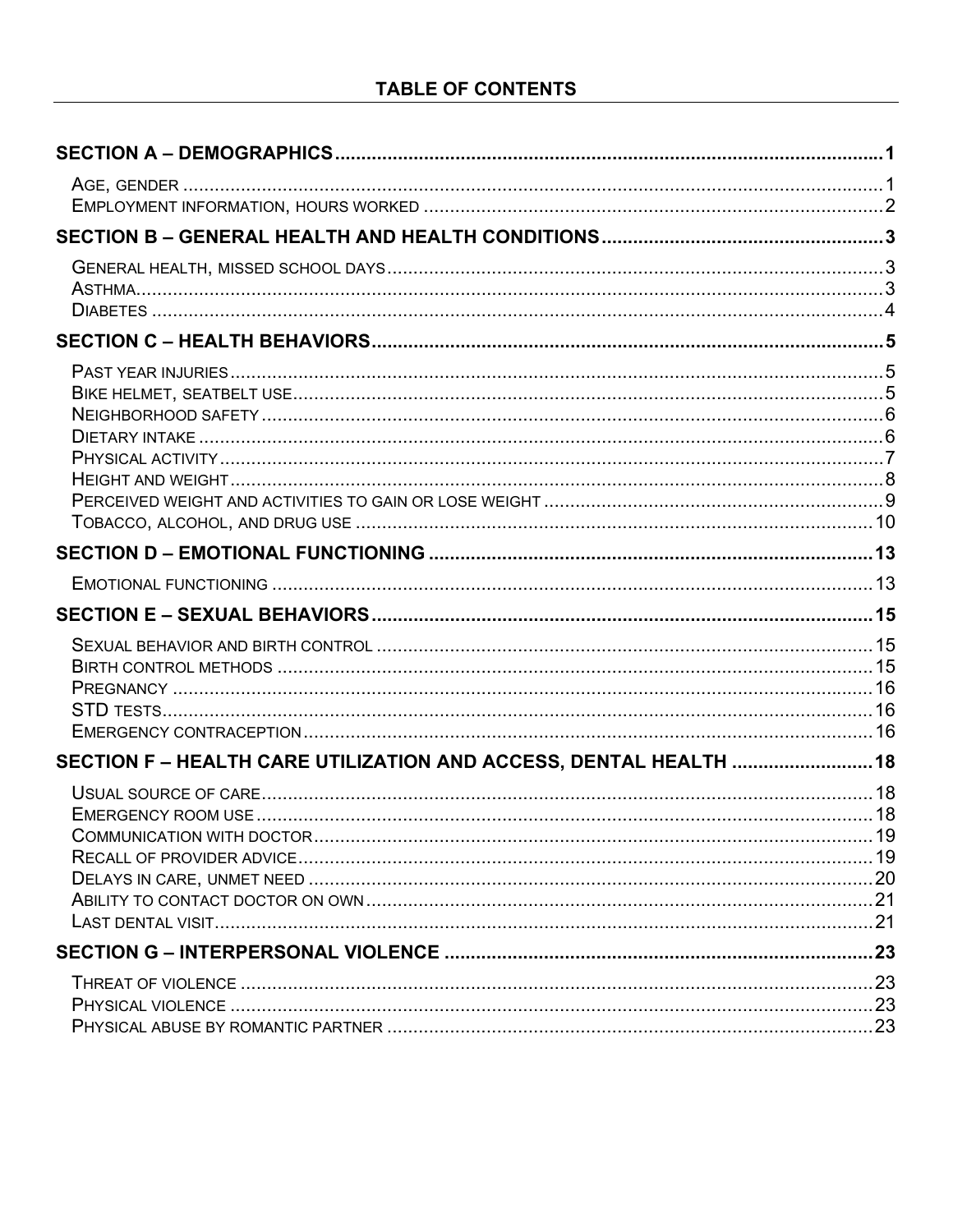# TABLE OF CONTENTS

| | |
|---|---|
| **SECTION A – DEMOGRAPHICS** | **1** |
| Age, gender | 1 |
| Employment information, hours worked | 2 |
| **SECTION B – GENERAL HEALTH AND HEALTH CONDITIONS** | **3** |
| General health, missed school days | 3 |
| Asthma | 3 |
| Diabetes | 4 |
| **SECTION C – HEALTH BEHAVIORS** | **5** |
| Past year injuries | 5 |
| Bike helmet, seatbelt use | 5 |
| Neighborhood safety | 6 |
| Dietary intake | 6 |
| Physical activity | 7 |
| Height and weight | 8 |
| Perceived weight and activities to gain or lose weight | 9 |
| Tobacco, alcohol, and drug use | 10 |
| **SECTION D – EMOTIONAL FUNCTIONING** | **13** |
| Emotional functioning | 13 |
| **SECTION E – SEXUAL BEHAVIORS** | **15** |
| Sexual behavior and birth control | 15 |
| Birth control methods | 15 |
| Pregnancy | 16 |
| STD tests | 16 |
| Emergency contraception | 16 |
| **SECTION F – HEALTH CARE UTILIZATION AND ACCESS, DENTAL HEALTH** | **18** |
| Usual source of care | 18 |
| Emergency room use | 18 |
| Communication with doctor | 19 |
| Recall of provider advice | 19 |
| Delays in care, unmet need | 20 |
| Ability to contact doctor on own | 21 |
| Last dental visit | 21 |
| **SECTION G – INTERPERSONAL VIOLENCE** | **23** |
| Threat of violence | 23 |
| Physical violence | 23 |
| Physical abuse by romantic partner | 23 |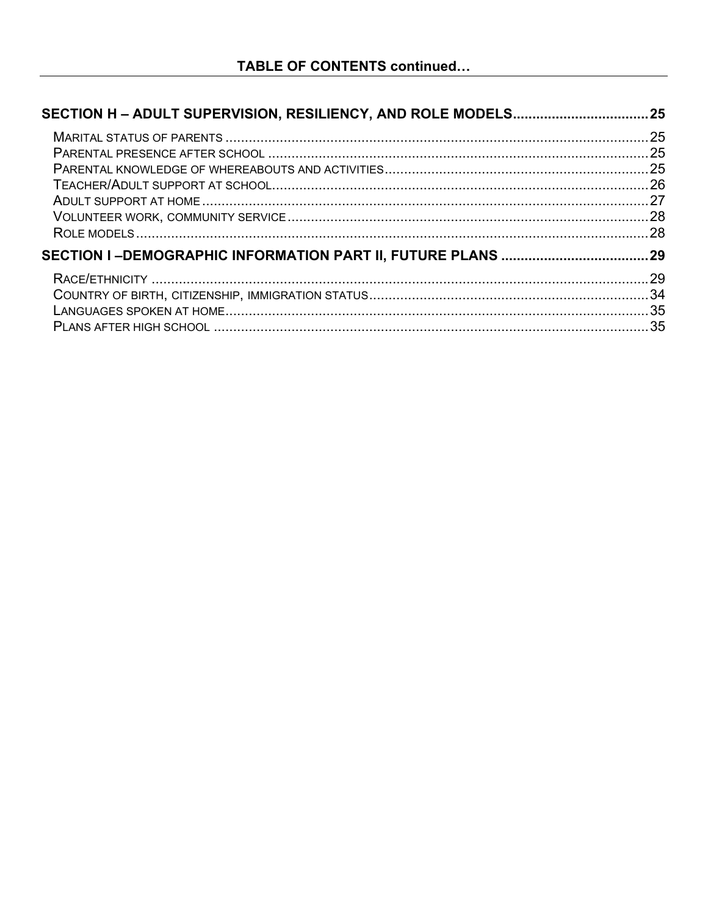## TABLE OF CONTENTS continued…

**SECTION H – ADULT SUPERVISION, RESILIENCY, AND ROLE MODELS .................................. 25**

- Marital status of parents ........................................................................................................ 25
- Parental presence after school ............................................................................................... 25
- Parental knowledge of whereabouts and activities ................................................................. 25
- Teacher/Adult support at school ............................................................................................. 26
- Adult support at home ............................................................................................................ 27
- Volunteer work, community service ........................................................................................ 28
- Role models ............................................................................................................................ 28

**SECTION I –DEMOGRAPHIC INFORMATION PART II, FUTURE PLANS ..................................... 29**

- Race/ethnicity ......................................................................................................................... 29
- Country of birth, citizenship, immigration status ..................................................................... 34
- Languages spoken at home .................................................................................................... 35
- Plans after high school ........................................................................................................... 35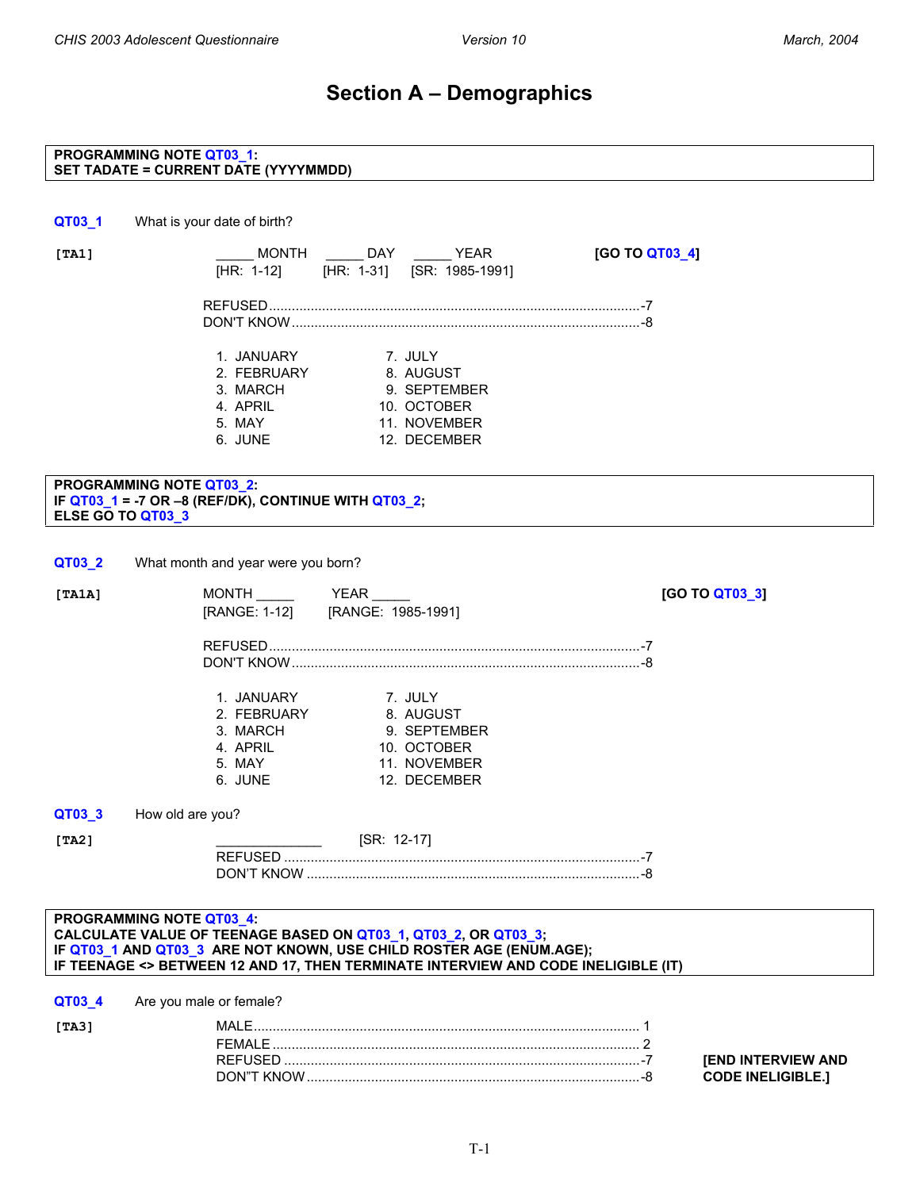# Section A – Demographics

**PROGRAMMING NOTE QT03_1:**
**SET TADATE = CURRENT DATE (YYYYMMDD)**

**QT03_1** What is your date of birth?

**[TA1]**

_____ MONTH [HR: 1-12] _____ DAY [HR: 1-31] _____ YEAR [SR: 1985-1991] **[GO TO QT03_4]**

REFUSED ....................................................................................................-7
DON'T KNOW ...............................................................................................-8

| | |
|---|---|
| 1. JANUARY | 7. JULY |
| 2. FEBRUARY | 8. AUGUST |
| 3. MARCH | 9. SEPTEMBER |
| 4. APRIL | 10. OCTOBER |
| 5. MAY | 11. NOVEMBER |
| 6. JUNE | 12. DECEMBER |

**PROGRAMMING NOTE QT03_2:**
**IF QT03_1 = -7 OR –8 (REF/DK), CONTINUE WITH QT03_2;**
**ELSE GO TO QT03_3**

**QT03_2** What month and year were you born?

**[TA1A]**

MONTH _____ [RANGE: 1-12] YEAR _____ [RANGE: 1985-1991] **[GO TO QT03_3]**

REFUSED ....................................................................................................-7
DON'T KNOW ...............................................................................................-8

| | |
|---|---|
| 1. JANUARY | 7. JULY |
| 2. FEBRUARY | 8. AUGUST |
| 3. MARCH | 9. SEPTEMBER |
| 4. APRIL | 10. OCTOBER |
| 5. MAY | 11. NOVEMBER |
| 6. JUNE | 12. DECEMBER |

**QT03_3** How old are you?

**[TA2]**

______________ [SR: 12-17]

REFUSED ....................................................................................................-7
DON'T KNOW ...............................................................................................-8

**PROGRAMMING NOTE QT03_4:**
**CALCULATE VALUE OF TEENAGE BASED ON QT03_1, QT03_2, OR QT03_3;**
**IF QT03_1 AND QT03_3 ARE NOT KNOWN, USE CHILD ROSTER AGE (ENUM.AGE);**
**IF TEENAGE <> BETWEEN 12 AND 17, THEN TERMINATE INTERVIEW AND CODE INELIGIBLE (IT)**

**QT03_4** Are you male or female?

**[TA3]**

MALE ........................................................................................................... 1
FEMALE ....................................................................................................... 2
REFUSED ....................................................................................................-7 **[END INTERVIEW AND**
DON"T KNOW ..............................................................................................-8 **CODE INELIGIBLE.]**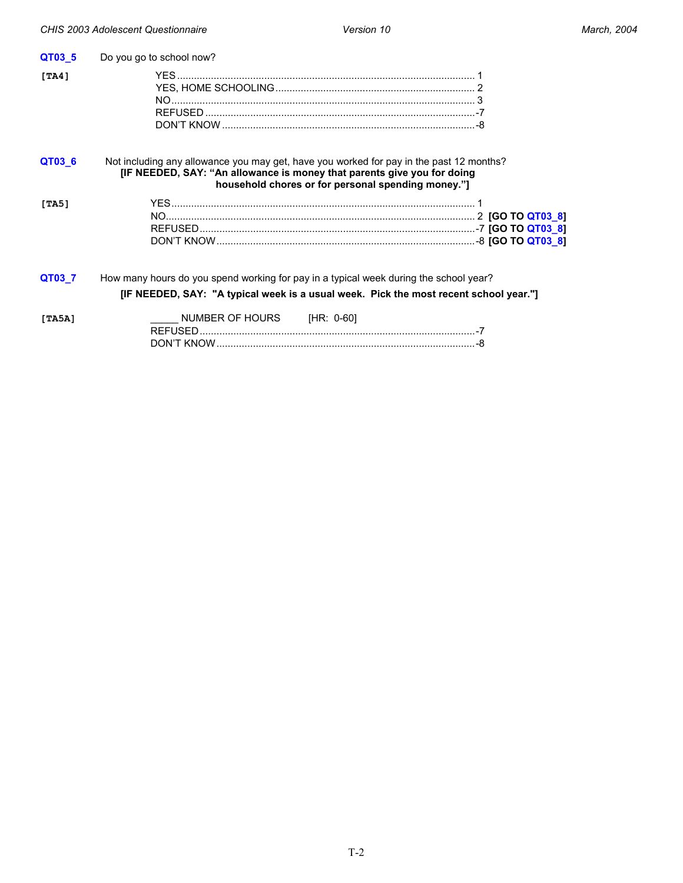**QT03_5** Do you go to school now?

**[TA4]**

- YES ........................................................................................................ 1
- YES, HOME SCHOOLING ...................................................................... 2
- NO ........................................................................................................... 3
- REFUSED ................................................................................................ -7
- DON'T KNOW ......................................................................................... -8

**QT03_6** Not including any allowance you may get, have you worked for pay in the past 12 months?
**[IF NEEDED, SAY: "An allowance is money that parents give you for doing household chores or for personal spending money."]**

**[TA5]**

- YES ........................................................................................................ 1
- NO ........................................................................................................... 2 **[GO TO QT03_8]**
- REFUSED ................................................................................................ -7 **[GO TO QT03_8]**
- DON'T KNOW ......................................................................................... -8 **[GO TO QT03_8]**

**QT03_7** How many hours do you spend working for pay in a typical week during the school year?
**[IF NEEDED, SAY: "A typical week is a usual week. Pick the most recent school year."]**

**[TA5A]**

- _____ NUMBER OF HOURS [HR: 0-60]
- REFUSED ................................................................................................ -7
- DON'T KNOW ......................................................................................... -8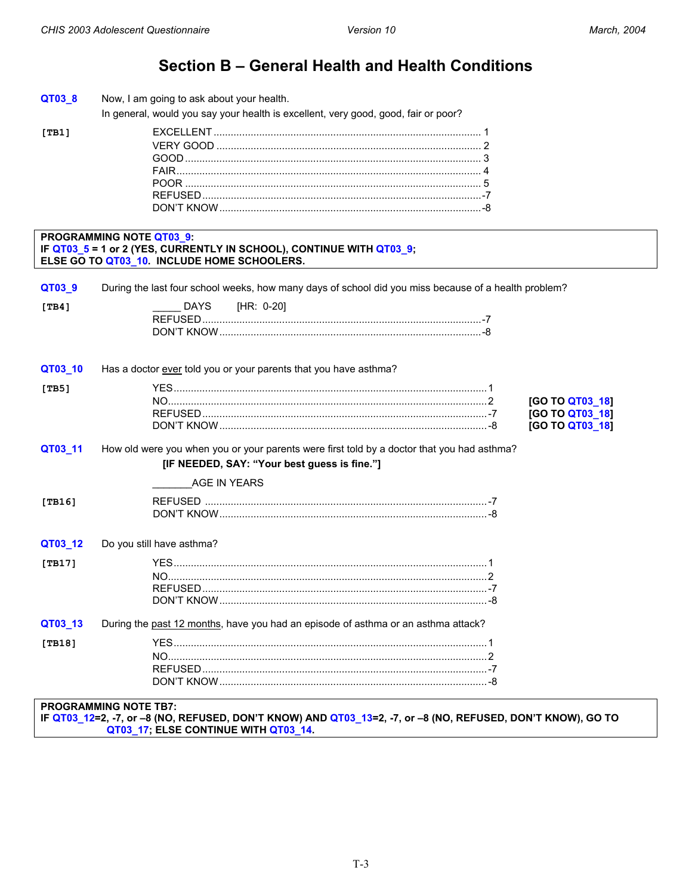# Section B – General Health and Health Conditions

**QT03_8** Now, I am going to ask about your health.
In general, would you say your health is excellent, very good, good, fair or poor?

**[TB1]**

| | |
|---|---|
| EXCELLENT | 1 |
| VERY GOOD | 2 |
| GOOD | 3 |
| FAIR | 4 |
| POOR | 5 |
| REFUSED | -7 |
| DON'T KNOW | -8 |

> **PROGRAMMING NOTE QT03_9:**
> **IF QT03_5 = 1 or 2 (YES, CURRENTLY IN SCHOOL), CONTINUE WITH QT03_9;**
> **ELSE GO TO QT03_10. INCLUDE HOME SCHOOLERS.**

**QT03_9** During the last four school weeks, how many days of school did you miss because of a health problem?

**[TB4]**

_____ DAYS [HR: 0-20]

| | |
|---|---|
| REFUSED | -7 |
| DON'T KNOW | -8 |

**QT03_10** Has a doctor <u>ever</u> told you or your parents that you have asthma?

**[TB5]**

| | | |
|---|---|---|
| YES | 1 | |
| NO | 2 | **[GO TO QT03_18]** |
| REFUSED | -7 | **[GO TO QT03_18]** |
| DON'T KNOW | -8 | **[GO TO QT03_18]** |

**QT03_11** How old were you when you or your parents were first told by a doctor that you had asthma?
**[IF NEEDED, SAY: "Your best guess is fine."]**

_______AGE IN YEARS

**[TB16]**

| | |
|---|---|
| REFUSED | -7 |
| DON'T KNOW | -8 |

**QT03_12** Do you still have asthma?

**[TB17]**

| | |
|---|---|
| YES | 1 |
| NO | 2 |
| REFUSED | -7 |
| DON'T KNOW | -8 |

**QT03_13** During the <u>past 12 months</u>, have you had an episode of asthma or an asthma attack?

**[TB18]**

| | |
|---|---|
| YES | 1 |
| NO | 2 |
| REFUSED | -7 |
| DON'T KNOW | -8 |

> **PROGRAMMING NOTE TB7:**
> **IF QT03_12=2, -7, or –8 (NO, REFUSED, DON'T KNOW) AND QT03_13=2, -7, or –8 (NO, REFUSED, DON'T KNOW), GO TO QT03_17; ELSE CONTINUE WITH QT03_14.**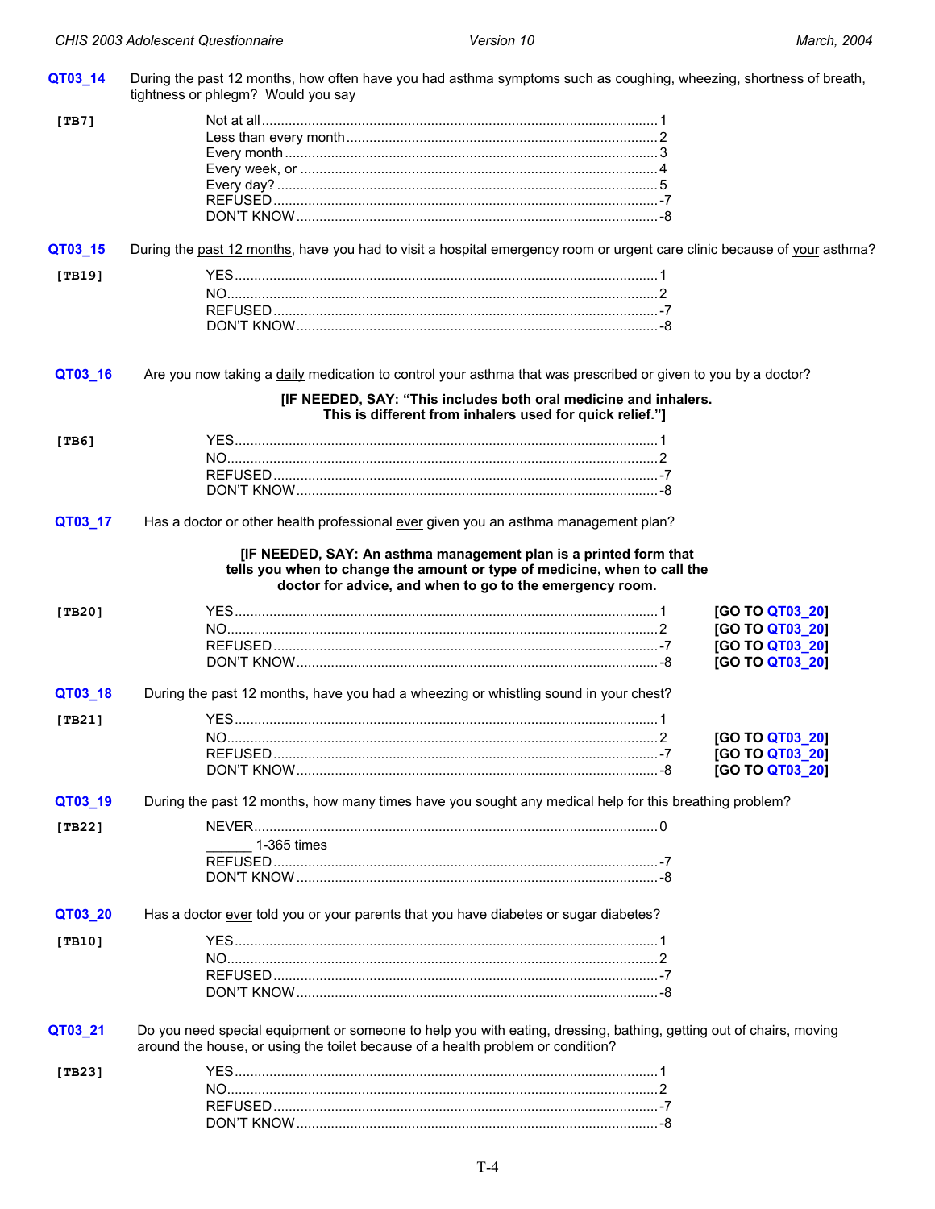**QT03_14** During the <u>past 12 months</u>, how often have you had asthma symptoms such as coughing, wheezing, shortness of breath, tightness or phlegm? Would you say

**[TB7]**

- Not at all ........ 1
- Less than every month ........ 2
- Every month ........ 3
- Every week, or ........ 4
- Every day? ........ 5
- REFUSED ........ -7
- DON'T KNOW ........ -8

**QT03_15** During the <u>past 12 months</u>, have you had to visit a hospital emergency room or urgent care clinic because of <u>your</u> asthma?

**[TB19]**

- YES ........ 1
- NO ........ 2
- REFUSED ........ -7
- DON'T KNOW ........ -8

**QT03_16** Are you now taking a <u>daily</u> medication to control your asthma that was prescribed or given to you by a doctor?

**[IF NEEDED, SAY: "This includes both oral medicine and inhalers. This is different from inhalers used for quick relief."]**

**[TB6]**

- YES ........ 1
- NO ........ 2
- REFUSED ........ -7
- DON'T KNOW ........ -8

**QT03_17** Has a doctor or other health professional <u>ever</u> given you an asthma management plan?

**[IF NEEDED, SAY: An asthma management plan is a printed form that tells you when to change the amount or type of medicine, when to call the doctor for advice, and when to go to the emergency room.**

**[TB20]**

- YES ........ 1 **[GO TO QT03_20]**
- NO ........ 2 **[GO TO QT03_20]**
- REFUSED ........ -7 **[GO TO QT03_20]**
- DON'T KNOW ........ -8 **[GO TO QT03_20]**

**QT03_18** During the past 12 months, have you had a wheezing or whistling sound in your chest?

**[TB21]**

- YES ........ 1
- NO ........ 2 **[GO TO QT03_20]**
- REFUSED ........ -7 **[GO TO QT03_20]**
- DON'T KNOW ........ -8 **[GO TO QT03_20]**

**QT03_19** During the past 12 months, how many times have you sought any medical help for this breathing problem?

**[TB22]**

- NEVER ........ 0
- ______ 1-365 times
- REFUSED ........ -7
- DON'T KNOW ........ -8

**QT03_20** Has a doctor <u>ever</u> told you or your parents that you have diabetes or sugar diabetes?

**[TB10]**

- YES ........ 1
- NO ........ 2
- REFUSED ........ -7
- DON'T KNOW ........ -8

**QT03_21** Do you need special equipment or someone to help you with eating, dressing, bathing, getting out of chairs, moving around the house, <u>or</u> using the toilet <u>because</u> of a health problem or condition?

**[TB23]**

- YES ........ 1
- NO ........ 2
- REFUSED ........ -7
- DON'T KNOW ........ -8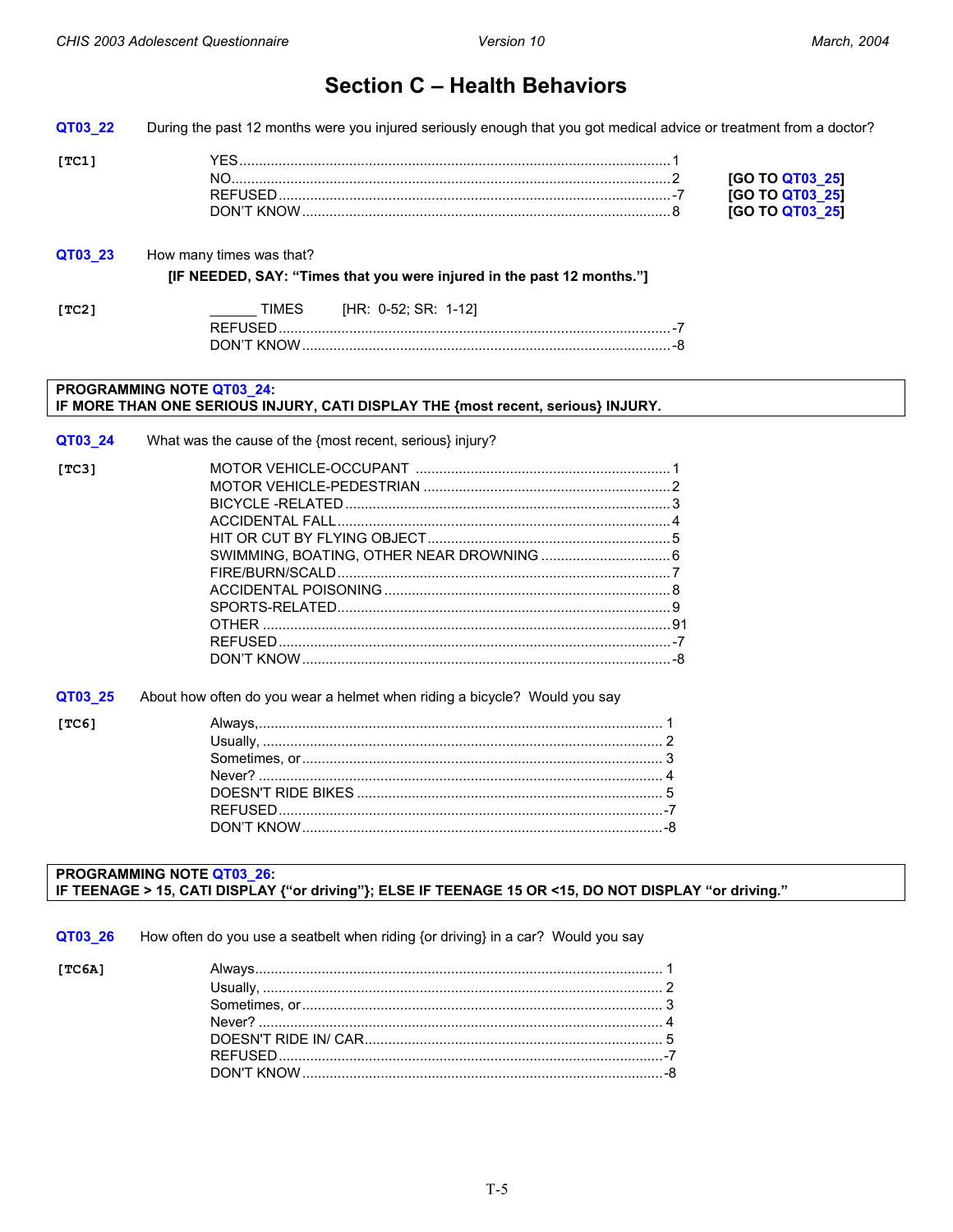# Section C – Health Behaviors

**QT03_22** During the past 12 months were you injured seriously enough that you got medical advice or treatment from a doctor?

[TC1]

| | | |
|---|---|---|
| YES | 1 | |
| NO | 2 | [GO TO QT03_25] |
| REFUSED | -7 | [GO TO QT03_25] |
| DON'T KNOW | 8 | [GO TO QT03_25] |

**QT03_23** How many times was that?

**[IF NEEDED, SAY: "Times that you were injured in the past 12 months."]**

[TC2]

| | |
|---|---|
| ______ TIMES [HR: 0-52; SR: 1-12] | |
| REFUSED | -7 |
| DON'T KNOW | -8 |

**PROGRAMMING NOTE QT03_24:**
**IF MORE THAN ONE SERIOUS INJURY, CATI DISPLAY THE {most recent, serious} INJURY.**

**QT03_24** What was the cause of the {most recent, serious} injury?

[TC3]

| | |
|---|---|
| MOTOR VEHICLE-OCCUPANT | 1 |
| MOTOR VEHICLE-PEDESTRIAN | 2 |
| BICYCLE -RELATED | 3 |
| ACCIDENTAL FALL | 4 |
| HIT OR CUT BY FLYING OBJECT | 5 |
| SWIMMING, BOATING, OTHER NEAR DROWNING | 6 |
| FIRE/BURN/SCALD | 7 |
| ACCIDENTAL POISONING | 8 |
| SPORTS-RELATED | 9 |
| OTHER | 91 |
| REFUSED | -7 |
| DON'T KNOW | -8 |

**QT03_25** About how often do you wear a helmet when riding a bicycle? Would you say

[TC6]

| | |
|---|---|
| Always, | 1 |
| Usually, | 2 |
| Sometimes, or | 3 |
| Never? | 4 |
| DOESN'T RIDE BIKES | 5 |
| REFUSED | -7 |
| DON'T KNOW | -8 |

**PROGRAMMING NOTE QT03_26:**
**IF TEENAGE > 15, CATI DISPLAY {"or driving"}; ELSE IF TEENAGE 15 OR <15, DO NOT DISPLAY "or driving."**

**QT03_26** How often do you use a seatbelt when riding {or driving} in a car? Would you say

[TC6A]

| | |
|---|---|
| Always | 1 |
| Usually, | 2 |
| Sometimes, or | 3 |
| Never? | 4 |
| DOESN'T RIDE IN/ CAR | 5 |
| REFUSED | -7 |
| DON'T KNOW | -8 |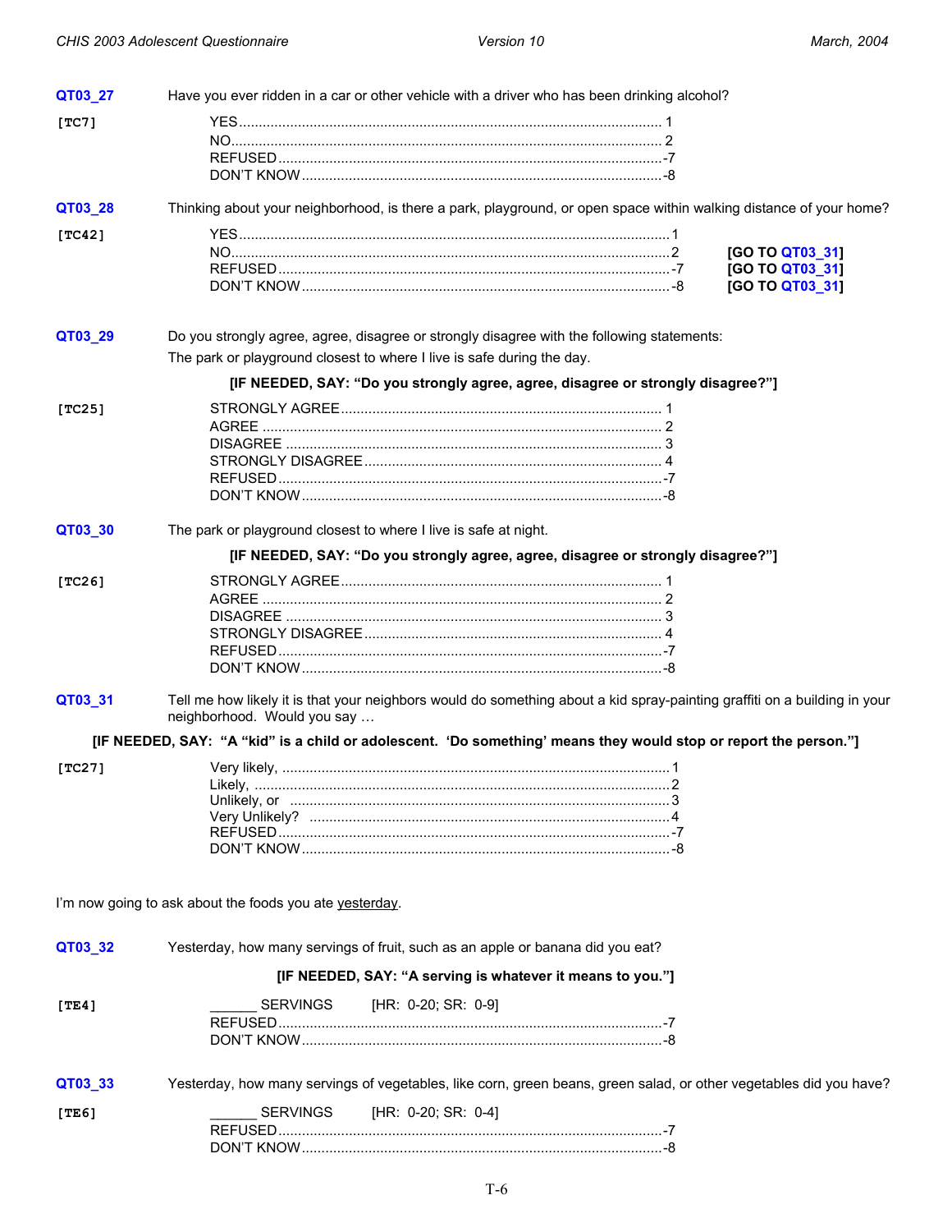**QT03_27** Have you ever ridden in a car or other vehicle with a driver who has been drinking alcohol?

[TC7]

| | |
|---|---|
| YES | 1 |
| NO | 2 |
| REFUSED | -7 |
| DON'T KNOW | -8 |

**QT03_28** Thinking about your neighborhood, is there a park, playground, or open space within walking distance of your home?

[TC42]

| | | |
|---|---|---|
| YES | 1 | |
| NO | 2 | **[GO TO QT03_31]** |
| REFUSED | -7 | **[GO TO QT03_31]** |
| DON'T KNOW | -8 | **[GO TO QT03_31]** |

**QT03_29** Do you strongly agree, agree, disagree or strongly disagree with the following statements:

The park or playground closest to where I live is safe during the day.

**[IF NEEDED, SAY: "Do you strongly agree, agree, disagree or strongly disagree?"]**

[TC25]

| | |
|---|---|
| STRONGLY AGREE | 1 |
| AGREE | 2 |
| DISAGREE | 3 |
| STRONGLY DISAGREE | 4 |
| REFUSED | -7 |
| DON'T KNOW | -8 |

**QT03_30** The park or playground closest to where I live is safe at night.

**[IF NEEDED, SAY: "Do you strongly agree, agree, disagree or strongly disagree?"]**

[TC26]

| | |
|---|---|
| STRONGLY AGREE | 1 |
| AGREE | 2 |
| DISAGREE | 3 |
| STRONGLY DISAGREE | 4 |
| REFUSED | -7 |
| DON'T KNOW | -8 |

**QT03_31** Tell me how likely it is that your neighbors would do something about a kid spray-painting graffiti on a building in your neighborhood. Would you say …

**[IF NEEDED, SAY: "A "kid" is a child or adolescent. 'Do something' means they would stop or report the person."]**

[TC27]

| | |
|---|---|
| Very likely, | 1 |
| Likely, | 2 |
| Unlikely, or | 3 |
| Very Unlikely? | 4 |
| REFUSED | -7 |
| DON'T KNOW | -8 |

I'm now going to ask about the foods you ate yesterday.

**QT03_32** Yesterday, how many servings of fruit, such as an apple or banana did you eat?

**[IF NEEDED, SAY: "A serving is whatever it means to you."]**

[TE4]

______ SERVINGS [HR: 0-20; SR: 0-9]

| | |
|---|---|
| REFUSED | -7 |
| DON'T KNOW | -8 |

**QT03_33** Yesterday, how many servings of vegetables, like corn, green beans, green salad, or other vegetables did you have?

[TE6]

______ SERVINGS [HR: 0-20; SR: 0-4]

| | |
|---|---|
| REFUSED | -7 |
| DON'T KNOW | -8 |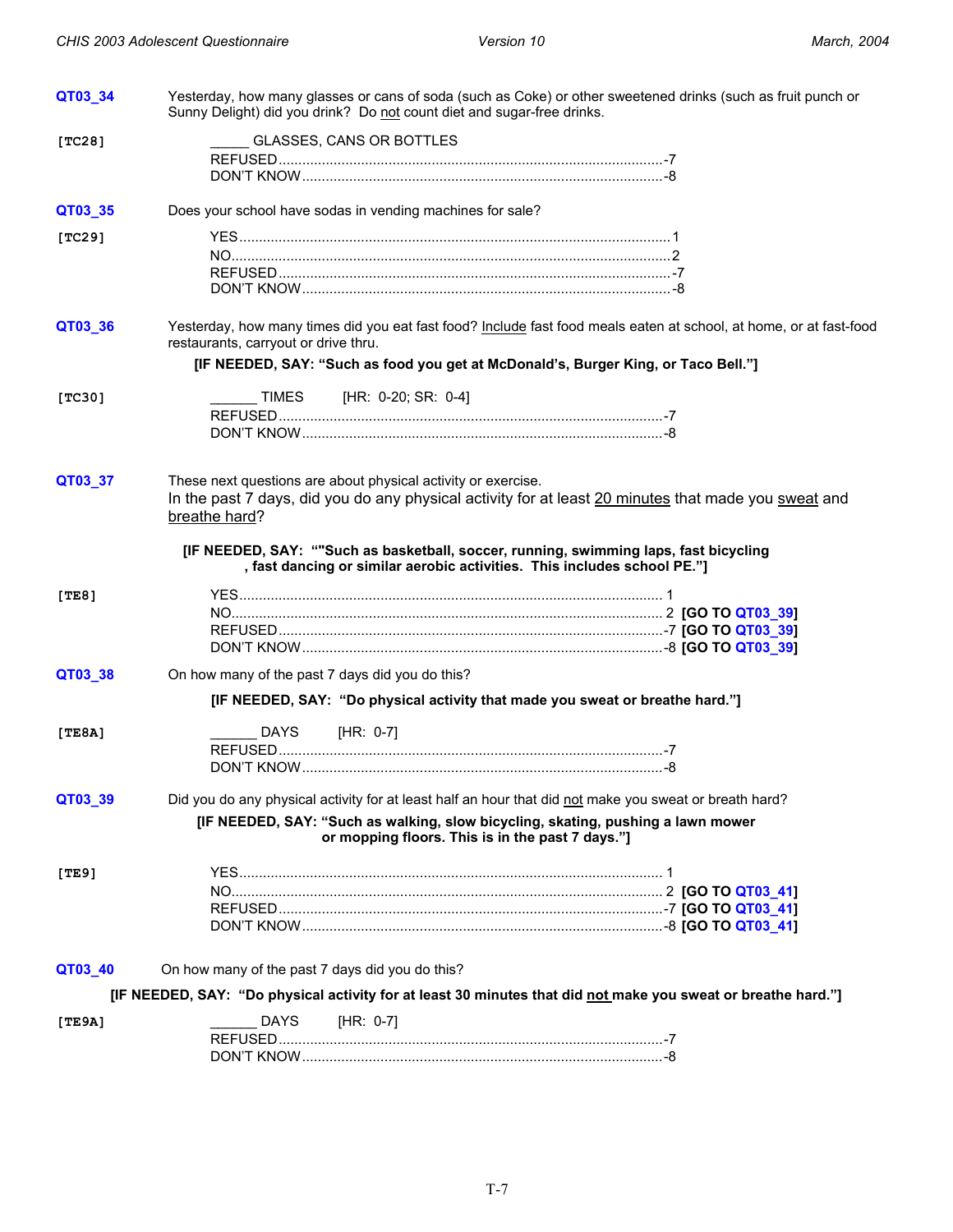**QT03_34** Yesterday, how many glasses or cans of soda (such as Coke) or other sweetened drinks (such as fruit punch or Sunny Delight) did you drink? Do not count diet and sugar-free drinks.

**[TC28]**

_____ GLASSES, CANS OR BOTTLES
REFUSED ....................................................................................................-7
DON'T KNOW ..............................................................................................-8

**QT03_35** Does your school have sodas in vending machines for sale?

**[TC29]**

YES ..............................................................................................................1
NO................................................................................................................2
REFUSED .....................................................................................................-7
DON'T KNOW ...............................................................................................-8

**QT03_36** Yesterday, how many times did you eat fast food? Include fast food meals eaten at school, at home, or at fast-food restaurants, carryout or drive thru.

**[IF NEEDED, SAY: "Such as food you get at McDonald's, Burger King, or Taco Bell."]**

**[TC30]**

______ TIMES [HR: 0-20; SR: 0-4]
REFUSED ....................................................................................................-7
DON'T KNOW ..............................................................................................-8

**QT03_37** These next questions are about physical activity or exercise.
In the past 7 days, did you do any physical activity for at least 20 minutes that made you sweat and breathe hard?

**[IF NEEDED, SAY: ""Such as basketball, soccer, running, swimming laps, fast bicycling , fast dancing or similar aerobic activities. This includes school PE."]**

**[TE8]**

YES .............................................................................................................. 1
NO................................................................................................................ 2 **[GO TO QT03_39]**
REFUSED ....................................................................................................-7 **[GO TO QT03_39]**
DON'T KNOW ..............................................................................................-8 **[GO TO QT03_39]**

**QT03_38** On how many of the past 7 days did you do this?

**[IF NEEDED, SAY: "Do physical activity that made you sweat or breathe hard."]**

**[TE8A]**

______ DAYS [HR: 0-7]
REFUSED ....................................................................................................-7
DON'T KNOW ..............................................................................................-8

**QT03_39** Did you do any physical activity for at least half an hour that did not make you sweat or breath hard?

**[IF NEEDED, SAY: "Such as walking, slow bicycling, skating, pushing a lawn mower or mopping floors. This is in the past 7 days."]**

**[TE9]**

YES .............................................................................................................. 1
NO................................................................................................................ 2 **[GO TO QT03_41]**
REFUSED ....................................................................................................-7 **[GO TO QT03_41]**
DON'T KNOW ..............................................................................................-8 **[GO TO QT03_41]**

**QT03_40** On how many of the past 7 days did you do this?

**[IF NEEDED, SAY: "Do physical activity for at least 30 minutes that did not make you sweat or breathe hard."]**

**[TE9A]**

______ DAYS [HR: 0-7]
REFUSED ....................................................................................................-7
DON'T KNOW ..............................................................................................-8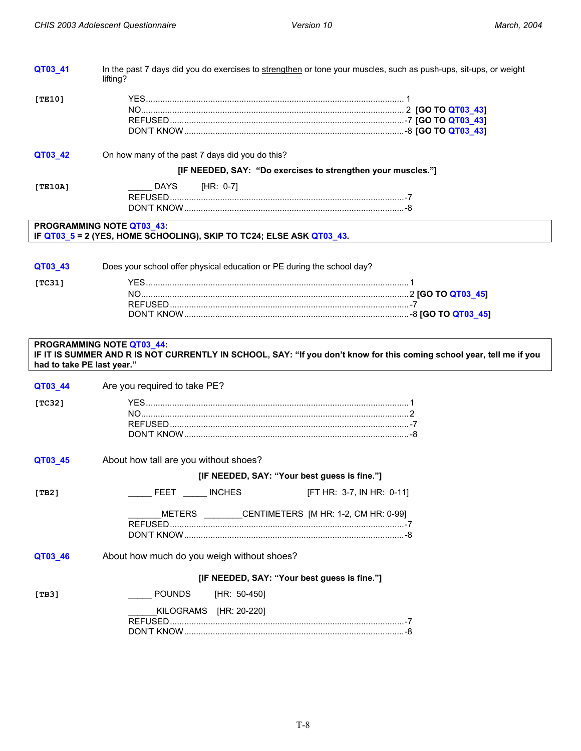**QT03_41** In the past 7 days did you do exercises to strengthen or tone your muscles, such as push-ups, sit-ups, or weight lifting?

**[TE10]**

YES .......... 1
NO .......... 2 **[GO TO QT03_43]**
REFUSED .......... -7 **[GO TO QT03_43]**
DON'T KNOW .......... -8 **[GO TO QT03_43]**

**QT03_42** On how many of the past 7 days did you do this?

**[IF NEEDED, SAY: "Do exercises to strengthen your muscles."]**

**[TE10A]**

_____ DAYS [HR: 0-7]
REFUSED .......... -7
DON'T KNOW .......... -8

**PROGRAMMING NOTE QT03_43:**
**IF QT03_5 = 2 (YES, HOME SCHOOLING), SKIP TO TC24; ELSE ASK QT03_43.**

**QT03_43** Does your school offer physical education or PE during the school day?

**[TC31]**

YES .......... 1
NO .......... 2 **[GO TO QT03_45]**
REFUSED .......... -7
DON'T KNOW .......... -8 **[GO TO QT03_45]**

**PROGRAMMING NOTE QT03_44:**
**IF IT IS SUMMER AND R IS NOT CURRENTLY IN SCHOOL, SAY: "If you don't know for this coming school year, tell me if you had to take PE last year."**

**QT03_44** Are you required to take PE?

**[TC32]**

YES .......... 1
NO .......... 2
REFUSED .......... -7
DON'T KNOW .......... -8

**QT03_45** About how tall are you without shoes?

**[IF NEEDED, SAY: "Your best guess is fine."]**

**[TB2]**

_____ FEET _____ INCHES [FT HR: 3-7, IN HR: 0-11]

_______METERS ________CENTIMETERS [M HR: 1-2, CM HR: 0-99]
REFUSED .......... -7
DON'T KNOW .......... -8

**QT03_46** About how much do you weigh without shoes?

**[IF NEEDED, SAY: "Your best guess is fine."]**

**[TB3]**

_____ POUNDS [HR: 50-450]

______KILOGRAMS [HR: 20-220]
REFUSED .......... -7
DON'T KNOW .......... -8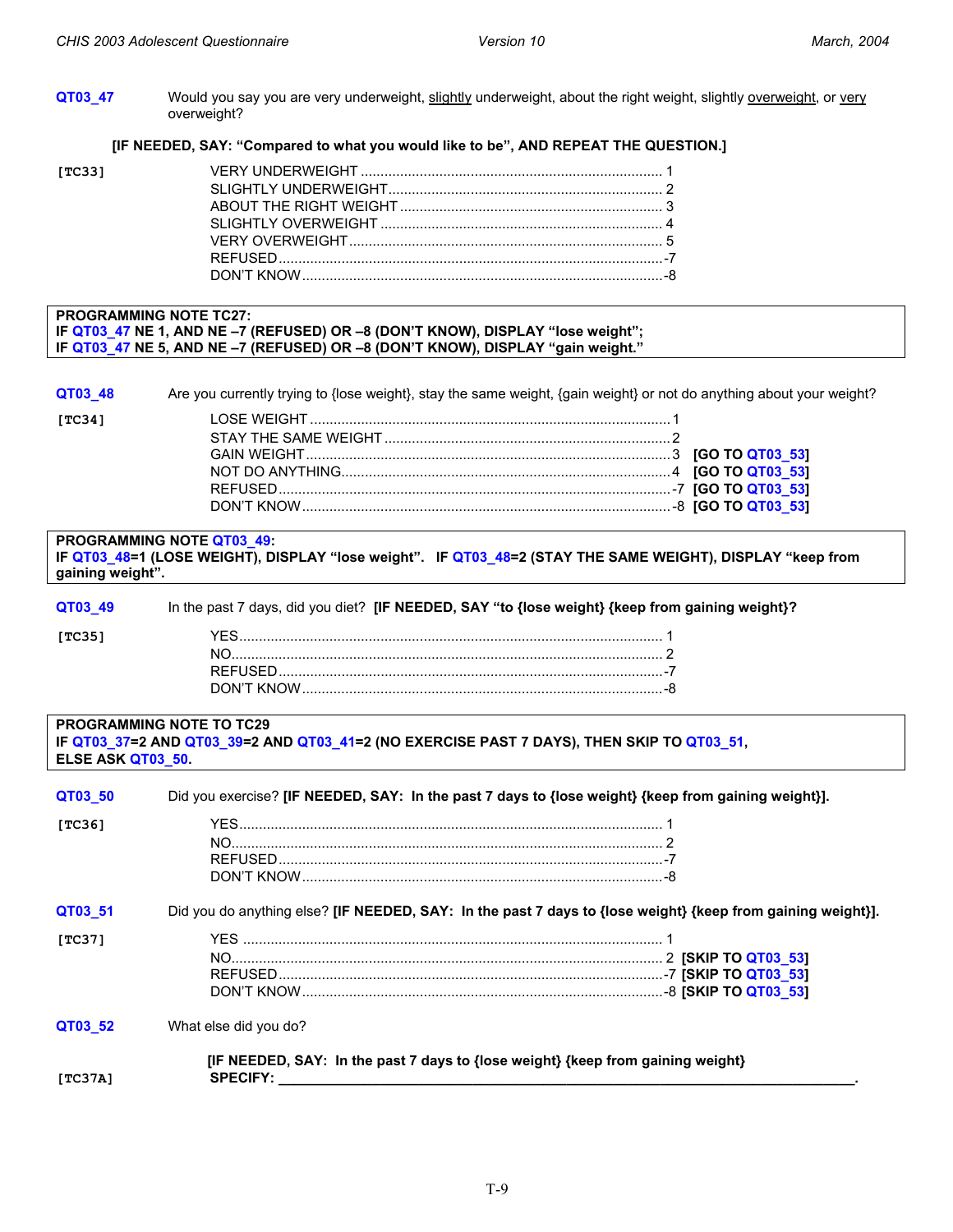**QT03_47** Would you say you are very underweight, slightly underweight, about the right weight, slightly overweight, or very overweight?

**[IF NEEDED, SAY: "Compared to what you would like to be", AND REPEAT THE QUESTION.]**

[TC33]

| | |
|---|---|
| VERY UNDERWEIGHT | 1 |
| SLIGHTLY UNDERWEIGHT | 2 |
| ABOUT THE RIGHT WEIGHT | 3 |
| SLIGHTLY OVERWEIGHT | 4 |
| VERY OVERWEIGHT | 5 |
| REFUSED | -7 |
| DON'T KNOW | -8 |

**PROGRAMMING NOTE TC27:**
**IF QT03_47 NE 1, AND NE –7 (REFUSED) OR –8 (DON'T KNOW), DISPLAY "lose weight";**
**IF QT03_47 NE 5, AND NE –7 (REFUSED) OR –8 (DON'T KNOW), DISPLAY "gain weight."**

**QT03_48** Are you currently trying to {lose weight}, stay the same weight, {gain weight} or not do anything about your weight?

[TC34]

| | | |
|---|---|---|
| LOSE WEIGHT | 1 | |
| STAY THE SAME WEIGHT | 2 | |
| GAIN WEIGHT | 3 | **[GO TO QT03_53]** |
| NOT DO ANYTHING | 4 | **[GO TO QT03_53]** |
| REFUSED | -7 | **[GO TO QT03_53]** |
| DON'T KNOW | -8 | **[GO TO QT03_53]** |

**PROGRAMMING NOTE QT03_49:**
**IF QT03_48=1 (LOSE WEIGHT), DISPLAY "lose weight". IF QT03_48=2 (STAY THE SAME WEIGHT), DISPLAY "keep from gaining weight".**

**QT03_49** In the past 7 days, did you diet? **[IF NEEDED, SAY "to {lose weight} {keep from gaining weight}?**

[TC35]

| | |
|---|---|
| YES | 1 |
| NO | 2 |
| REFUSED | -7 |
| DON'T KNOW | -8 |

**PROGRAMMING NOTE TO TC29**
**IF QT03_37=2 AND QT03_39=2 AND QT03_41=2 (NO EXERCISE PAST 7 DAYS), THEN SKIP TO QT03_51, ELSE ASK QT03_50.**

**QT03_50** Did you exercise? **[IF NEEDED, SAY: In the past 7 days to {lose weight} {keep from gaining weight}].**

[TC36]

| | |
|---|---|
| YES | 1 |
| NO | 2 |
| REFUSED | -7 |
| DON'T KNOW | -8 |

**QT03_51** Did you do anything else? **[IF NEEDED, SAY: In the past 7 days to {lose weight} {keep from gaining weight}].**

[TC37]

| | | |
|---|---|---|
| YES | 1 | |
| NO | 2 | **[SKIP TO QT03_53]** |
| REFUSED | -7 | **[SKIP TO QT03_53]** |
| DON'T KNOW | -8 | **[SKIP TO QT03_53]** |

**QT03_52** What else did you do?

**[IF NEEDED, SAY: In the past 7 days to {lose weight} {keep from gaining weight}**

[TC37A] **SPECIFY: _______________________________________________.**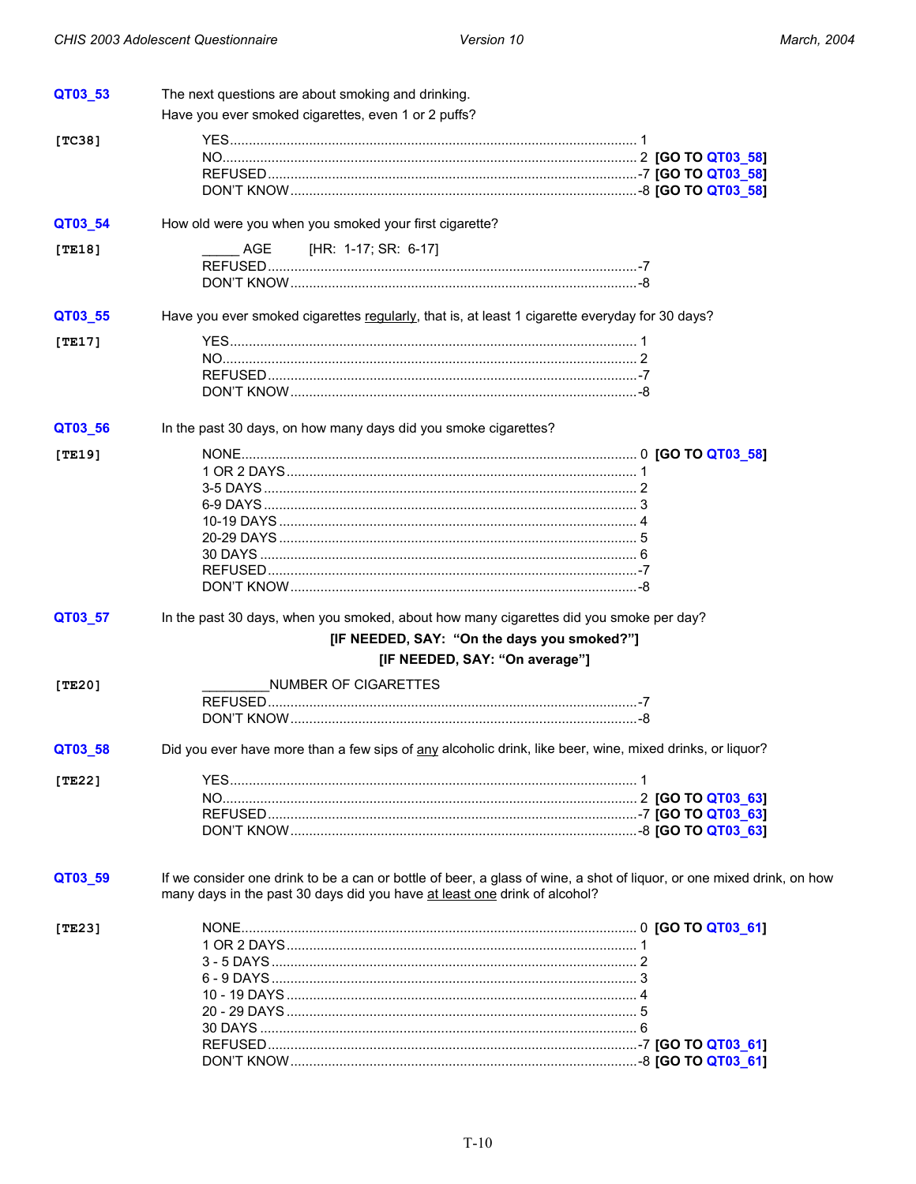**QT03_53** The next questions are about smoking and drinking.
Have you ever smoked cigarettes, even 1 or 2 puffs?

**[TC38]**

- YES........................................................................................................ 1
- NO.......................................................................................................... 2 **[GO TO QT03_58]**
- REFUSED..............................................................................................-7 **[GO TO QT03_58]**
- DON'T KNOW.......................................................................................-8 **[GO TO QT03_58]**

**QT03_54** How old were you when you smoked your first cigarette?

**[TE18]**

- _____ AGE [HR: 1-17; SR: 6-17]
- REFUSED..............................................................................................-7
- DON'T KNOW.......................................................................................-8

**QT03_55** Have you ever smoked cigarettes regularly, that is, at least 1 cigarette everyday for 30 days?

**[TE17]**

- YES........................................................................................................ 1
- NO.......................................................................................................... 2
- REFUSED..............................................................................................-7
- DON'T KNOW.......................................................................................-8

**QT03_56** In the past 30 days, on how many days did you smoke cigarettes?

**[TE19]**

- NONE..................................................................................................... 0 **[GO TO QT03_58]**
- 1 OR 2 DAYS.......................................................................................... 1
- 3-5 DAYS............................................................................................... 2
- 6-9 DAYS............................................................................................... 3
- 10-19 DAYS........................................................................................... 4
- 20-29 DAYS........................................................................................... 5
- 30 DAYS................................................................................................. 6
- REFUSED..............................................................................................-7
- DON'T KNOW.......................................................................................-8

**QT03_57** In the past 30 days, when you smoked, about how many cigarettes did you smoke per day?

**[IF NEEDED, SAY: "On the days you smoked?"]**

**[IF NEEDED, SAY: "On average"]**

**[TE20]**

- _________NUMBER OF CIGARETTES
- REFUSED..............................................................................................-7
- DON'T KNOW.......................................................................................-8

**QT03_58** Did you ever have more than a few sips of any alcoholic drink, like beer, wine, mixed drinks, or liquor?

**[TE22]**

- YES........................................................................................................ 1
- NO.......................................................................................................... 2 **[GO TO QT03_63]**
- REFUSED..............................................................................................-7 **[GO TO QT03_63]**
- DON'T KNOW.......................................................................................-8 **[GO TO QT03_63]**

**QT03_59** If we consider one drink to be a can or bottle of beer, a glass of wine, a shot of liquor, or one mixed drink, on how many days in the past 30 days did you have at least one drink of alcohol?

**[TE23]**

- NONE..................................................................................................... 0 **[GO TO QT03_61]**
- 1 OR 2 DAYS.......................................................................................... 1
- 3 - 5 DAYS............................................................................................. 2
- 6 - 9 DAYS............................................................................................. 3
- 10 - 19 DAYS......................................................................................... 4
- 20 - 29 DAYS......................................................................................... 5
- 30 DAYS................................................................................................. 6
- REFUSED..............................................................................................-7 **[GO TO QT03_61]**
- DON'T KNOW.......................................................................................-8 **[GO TO QT03_61]**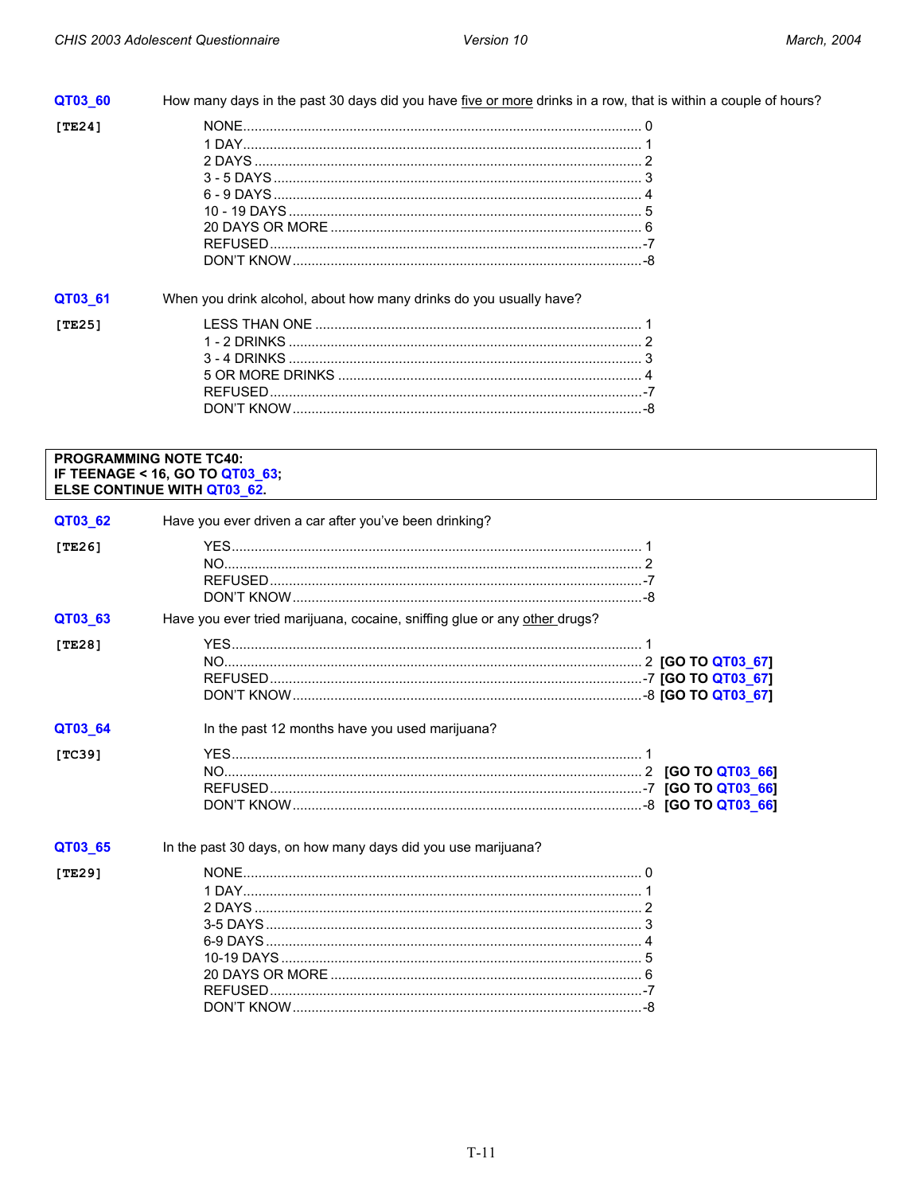**QT03_60** How many days in the past 30 days did you have <u>five or more</u> drinks in a row, that is within a couple of hours?

**[TE24]**

| | |
|---|---|
| NONE | 0 |
| 1 DAY | 1 |
| 2 DAYS | 2 |
| 3 - 5 DAYS | 3 |
| 6 - 9 DAYS | 4 |
| 10 - 19 DAYS | 5 |
| 20 DAYS OR MORE | 6 |
| REFUSED | -7 |
| DON'T KNOW | -8 |

**QT03_61** When you drink alcohol, about how many drinks do you usually have?

**[TE25]**

| | |
|---|---|
| LESS THAN ONE | 1 |
| 1 - 2 DRINKS | 2 |
| 3 - 4 DRINKS | 3 |
| 5 OR MORE DRINKS | 4 |
| REFUSED | -7 |
| DON'T KNOW | -8 |

> **PROGRAMMING NOTE TC40:**
> **IF TEENAGE < 16, GO TO QT03_63;**
> **ELSE CONTINUE WITH QT03_62.**

**QT03_62** Have you ever driven a car after you've been drinking?

**[TE26]**

| | |
|---|---|
| YES | 1 |
| NO | 2 |
| REFUSED | -7 |
| DON'T KNOW | -8 |

**QT03_63** Have you ever tried marijuana, cocaine, sniffing glue or any <u>other</u> drugs?

**[TE28]**

| | | |
|---|---|---|
| YES | 1 | |
| NO | 2 | **[GO TO QT03_67]** |
| REFUSED | -7 | **[GO TO QT03_67]** |
| DON'T KNOW | -8 | **[GO TO QT03_67]** |

**QT03_64** In the past 12 months have you used marijuana?

**[TC39]**

| | | |
|---|---|---|
| YES | 1 | |
| NO | 2 | **[GO TO QT03_66]** |
| REFUSED | -7 | **[GO TO QT03_66]** |
| DON'T KNOW | -8 | **[GO TO QT03_66]** |

**QT03_65** In the past 30 days, on how many days did you use marijuana?

**[TE29]**

| | |
|---|---|
| NONE | 0 |
| 1 DAY | 1 |
| 2 DAYS | 2 |
| 3-5 DAYS | 3 |
| 6-9 DAYS | 4 |
| 10-19 DAYS | 5 |
| 20 DAYS OR MORE | 6 |
| REFUSED | -7 |
| DON'T KNOW | -8 |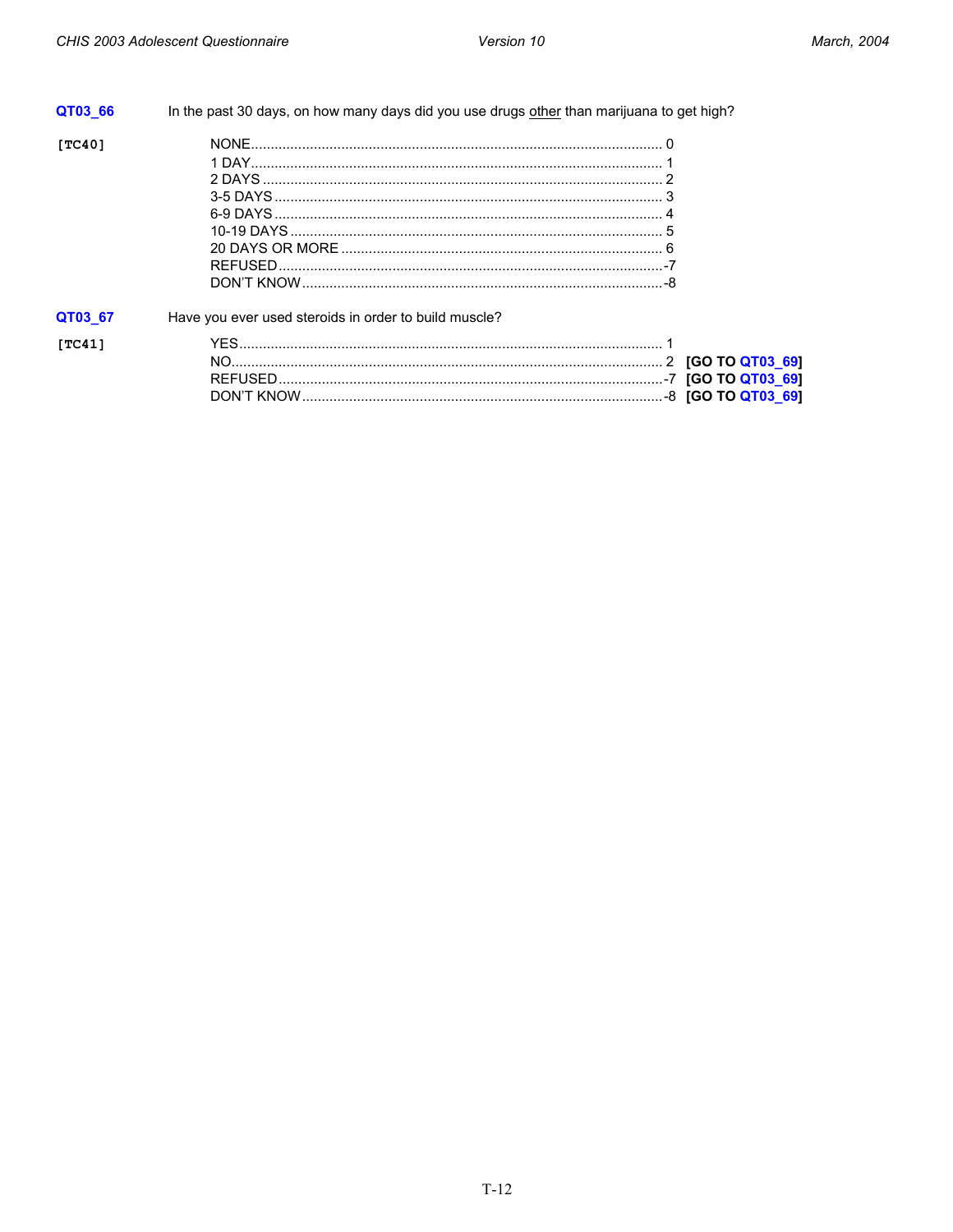**QT03_66** In the past 30 days, on how many days did you use drugs other than marijuana to get high?

[TC40]

| Response | Code |
|---|---|
| NONE | 0 |
| 1 DAY | 1 |
| 2 DAYS | 2 |
| 3-5 DAYS | 3 |
| 6-9 DAYS | 4 |
| 10-19 DAYS | 5 |
| 20 DAYS OR MORE | 6 |
| REFUSED | -7 |
| DON'T KNOW | -8 |

**QT03_67** Have you ever used steroids in order to build muscle?

[TC41]

| Response | Code | Skip |
|---|---|---|
| YES | 1 | |
| NO | 2 | **[GO TO QT03_69]** |
| REFUSED | -7 | **[GO TO QT03_69]** |
| DON'T KNOW | -8 | **[GO TO QT03_69]** |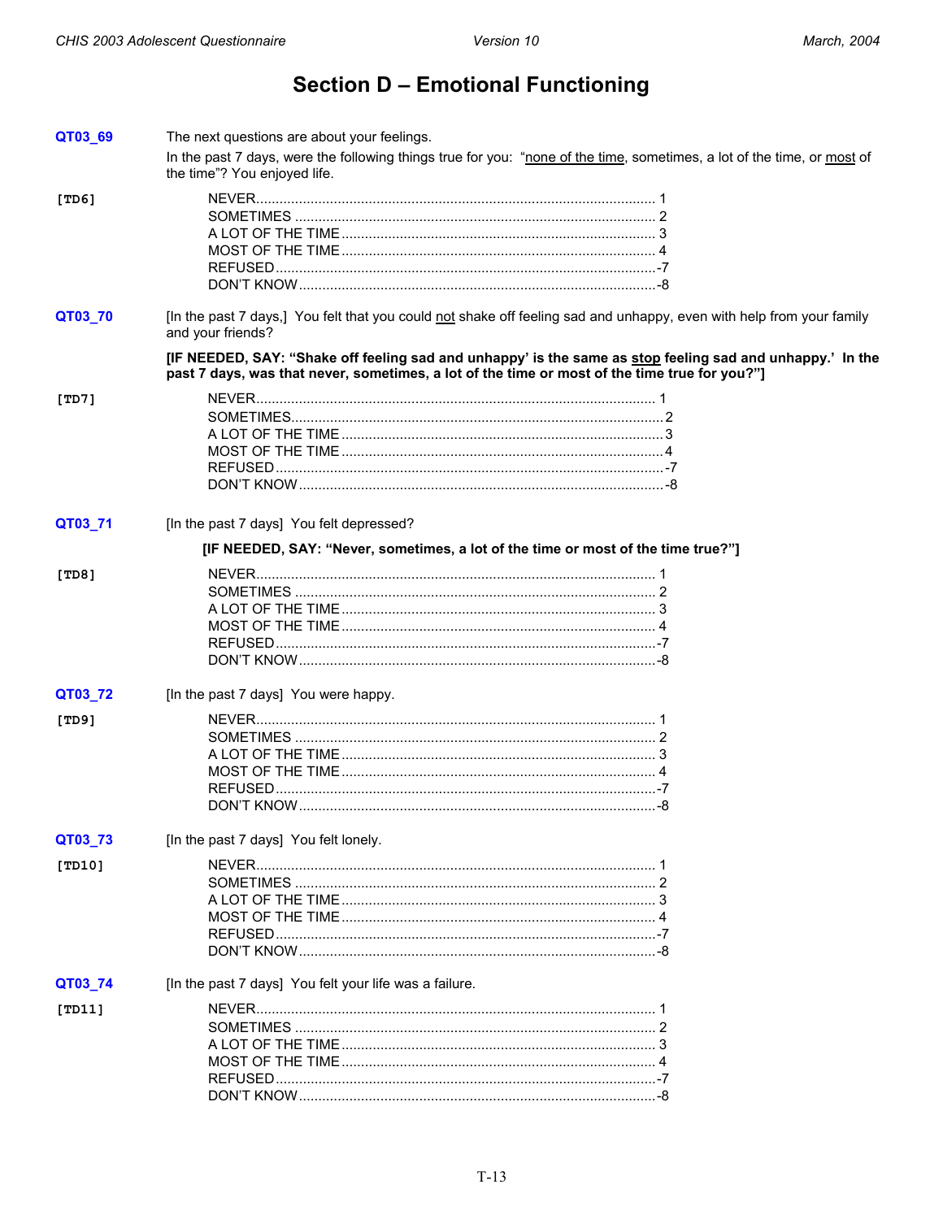# Section D – Emotional Functioning

**QT03_69** The next questions are about your feelings.

In the past 7 days, were the following things true for you: "none of the time, sometimes, a lot of the time, or most of the time"? You enjoyed life.

**[TD6]**

- NEVER .......... 1
- SOMETIMES .......... 2
- A LOT OF THE TIME .......... 3
- MOST OF THE TIME .......... 4
- REFUSED .......... -7
- DON'T KNOW .......... -8

**QT03_70** [In the past 7 days,] You felt that you could not shake off feeling sad and unhappy, even with help from your family and your friends?

**[IF NEEDED, SAY: "Shake off feeling sad and unhappy' is the same as stop feeling sad and unhappy.' In the past 7 days, was that never, sometimes, a lot of the time or most of the time true for you?"]**

**[TD7]**

- NEVER .......... 1
- SOMETIMES .......... 2
- A LOT OF THE TIME .......... 3
- MOST OF THE TIME .......... 4
- REFUSED .......... -7
- DON'T KNOW .......... -8

**QT03_71** [In the past 7 days] You felt depressed?

**[IF NEEDED, SAY: "Never, sometimes, a lot of the time or most of the time true?"]**

**[TD8]**

- NEVER .......... 1
- SOMETIMES .......... 2
- A LOT OF THE TIME .......... 3
- MOST OF THE TIME .......... 4
- REFUSED .......... -7
- DON'T KNOW .......... -8

**QT03_72** [In the past 7 days] You were happy.

**[TD9]**

- NEVER .......... 1
- SOMETIMES .......... 2
- A LOT OF THE TIME .......... 3
- MOST OF THE TIME .......... 4
- REFUSED .......... -7
- DON'T KNOW .......... -8

**QT03_73** [In the past 7 days] You felt lonely.

**[TD10]**

- NEVER .......... 1
- SOMETIMES .......... 2
- A LOT OF THE TIME .......... 3
- MOST OF THE TIME .......... 4
- REFUSED .......... -7
- DON'T KNOW .......... -8

**QT03_74** [In the past 7 days] You felt your life was a failure.

**[TD11]**

- NEVER .......... 1
- SOMETIMES .......... 2
- A LOT OF THE TIME .......... 3
- MOST OF THE TIME .......... 4
- REFUSED .......... -7
- DON'T KNOW .......... -8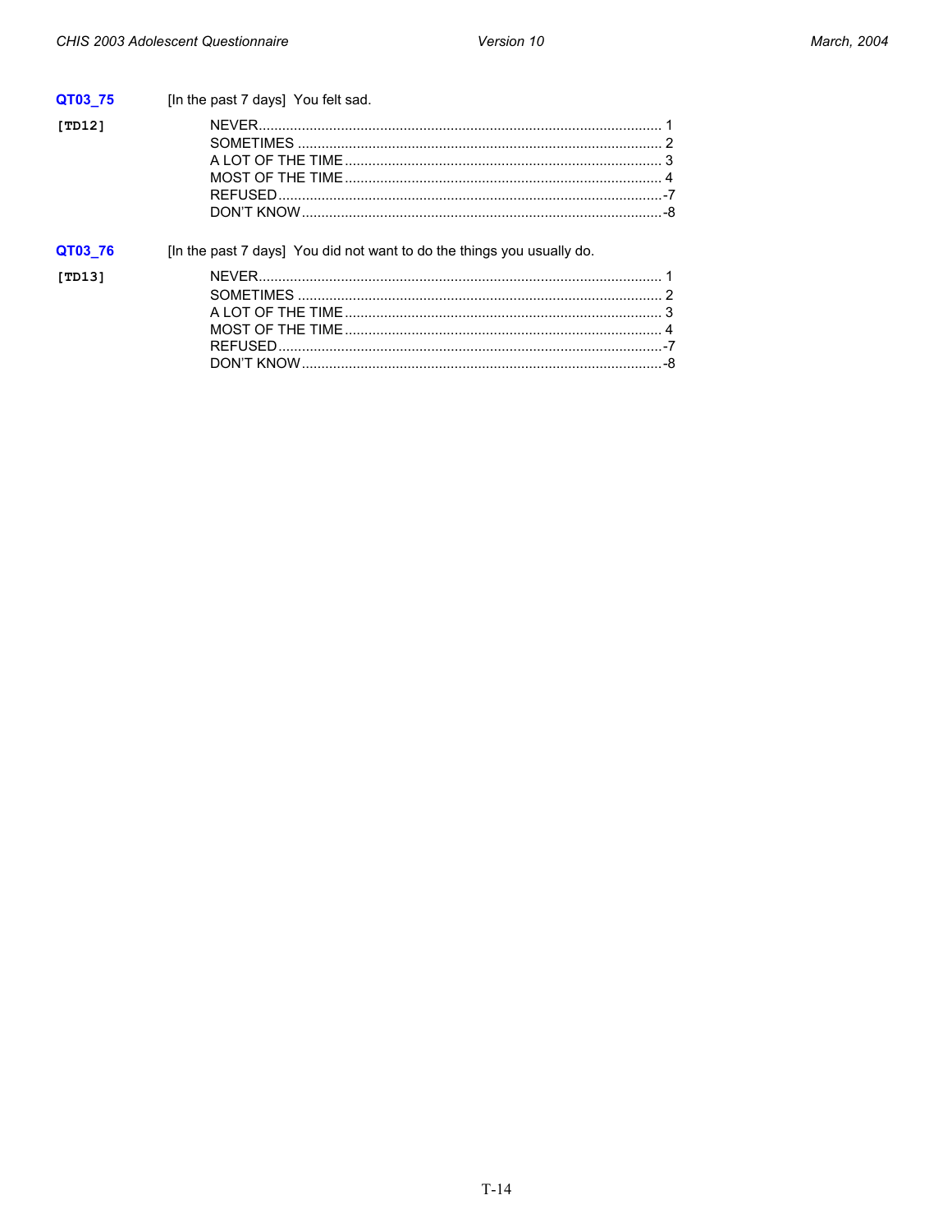**QT03_75** [In the past 7 days] You felt sad.

**[TD12]**

NEVER....................................................................................................... 1
SOMETIMES ............................................................................................. 2
A LOT OF THE TIME ................................................................................. 3
MOST OF THE TIME ................................................................................. 4
REFUSED ..................................................................................................-7
DON'T KNOW ............................................................................................-8

**QT03_76** [In the past 7 days] You did not want to do the things you usually do.

**[TD13]**

NEVER....................................................................................................... 1
SOMETIMES ............................................................................................. 2
A LOT OF THE TIME ................................................................................. 3
MOST OF THE TIME ................................................................................. 4
REFUSED ..................................................................................................-7
DON'T KNOW ............................................................................................-8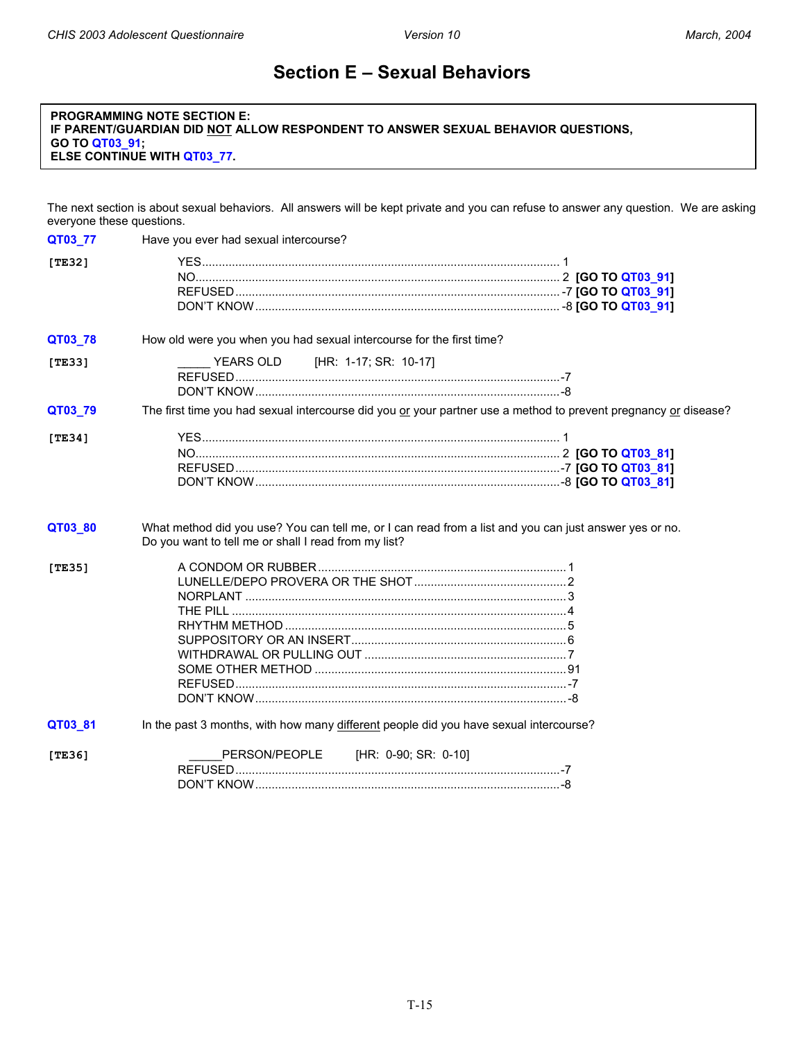# Section E – Sexual Behaviors

**PROGRAMMING NOTE SECTION E:**
**IF PARENT/GUARDIAN DID NOT ALLOW RESPONDENT TO ANSWER SEXUAL BEHAVIOR QUESTIONS, GO TO QT03_91;**
**ELSE CONTINUE WITH QT03_77.**

The next section is about sexual behaviors. All answers will be kept private and you can refuse to answer any question. We are asking everyone these questions.

**QT03_77** Have you ever had sexual intercourse?

[TE32]

- YES ........................................ 1
- NO ........................................ 2 **[GO TO QT03_91]**
- REFUSED ........................................ -7 **[GO TO QT03_91]**
- DON'T KNOW ........................................ -8 **[GO TO QT03_91]**

**QT03_78** How old were you when you had sexual intercourse for the first time?

[TE33]

- _____ YEARS OLD [HR: 1-17; SR: 10-17]
- REFUSED ........................................ -7
- DON'T KNOW ........................................ -8

**QT03_79** The first time you had sexual intercourse did you or your partner use a method to prevent pregnancy or disease?

[TE34]

- YES ........................................ 1
- NO ........................................ 2 **[GO TO QT03_81]**
- REFUSED ........................................ -7 **[GO TO QT03_81]**
- DON'T KNOW ........................................ -8 **[GO TO QT03_81]**

**QT03_80** What method did you use? You can tell me, or I can read from a list and you can just answer yes or no. Do you want to tell me or shall I read from my list?

[TE35]

- A CONDOM OR RUBBER ........................................ 1
- LUNELLE/DEPO PROVERA OR THE SHOT ........................................ 2
- NORPLANT ........................................ 3
- THE PILL ........................................ 4
- RHYTHM METHOD ........................................ 5
- SUPPOSITORY OR AN INSERT ........................................ 6
- WITHDRAWAL OR PULLING OUT ........................................ 7
- SOME OTHER METHOD ........................................ 91
- REFUSED ........................................ -7
- DON'T KNOW ........................................ -8

**QT03_81** In the past 3 months, with how many different people did you have sexual intercourse?

[TE36]

- _____PERSON/PEOPLE [HR: 0-90; SR: 0-10]
- REFUSED ........................................ -7
- DON'T KNOW ........................................ -8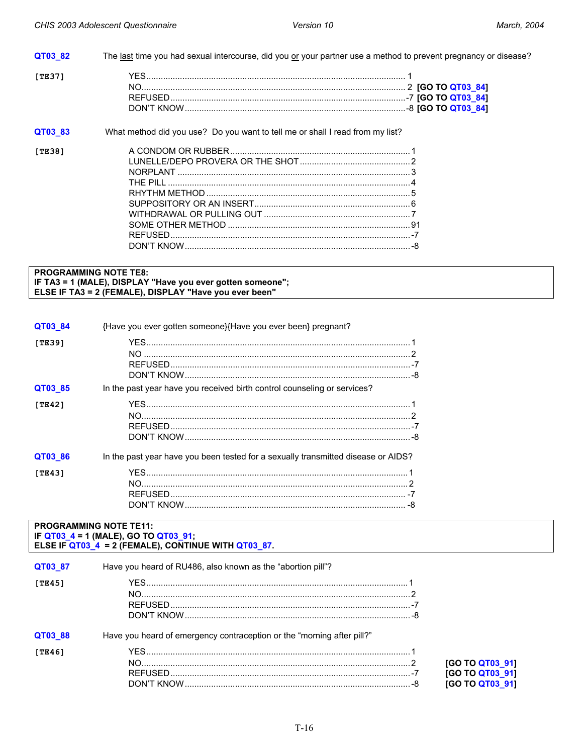**QT03_82** The last time you had sexual intercourse, did you or your partner use a method to prevent pregnancy or disease?

[TE37]

| | | |
|---|---|---|
| YES | 1 | |
| NO | 2 | [GO TO QT03_84] |
| REFUSED | -7 | [GO TO QT03_84] |
| DON'T KNOW | -8 | [GO TO QT03_84] |

**QT03_83** What method did you use? Do you want to tell me or shall I read from my list?

[TE38]

| | |
|---|---|
| A CONDOM OR RUBBER | 1 |
| LUNELLE/DEPO PROVERA OR THE SHOT | 2 |
| NORPLANT | 3 |
| THE PILL | 4 |
| RHYTHM METHOD | 5 |
| SUPPOSITORY OR AN INSERT | 6 |
| WITHDRAWAL OR PULLING OUT | 7 |
| SOME OTHER METHOD | 91 |
| REFUSED | -7 |
| DON'T KNOW | -8 |

**PROGRAMMING NOTE TE8:**
**IF TA3 = 1 (MALE), DISPLAY "Have you ever gotten someone";**
**ELSE IF TA3 = 2 (FEMALE), DISPLAY "Have you ever been"**

**QT03_84** {Have you ever gotten someone}{Have you ever been} pregnant?

[TE39]

| | |
|---|---|
| YES | 1 |
| NO | 2 |
| REFUSED | -7 |
| DON'T KNOW | -8 |

**QT03_85** In the past year have you received birth control counseling or services?

[TE42]

| | |
|---|---|
| YES | 1 |
| NO | 2 |
| REFUSED | -7 |
| DON'T KNOW | -8 |

**QT03_86** In the past year have you been tested for a sexually transmitted disease or AIDS?

[TE43]

| | |
|---|---|
| YES | 1 |
| NO | 2 |
| REFUSED | -7 |
| DON'T KNOW | -8 |

**PROGRAMMING NOTE TE11:**
**IF QT03_4 = 1 (MALE), GO TO QT03_91;**
**ELSE IF QT03_4 = 2 (FEMALE), CONTINUE WITH QT03_87.**

**QT03_87** Have you heard of RU486, also known as the "abortion pill"?

[TE45]

| | |
|---|---|
| YES | 1 |
| NO | 2 |
| REFUSED | -7 |
| DON'T KNOW | -8 |

**QT03_88** Have you heard of emergency contraception or the "morning after pill?"

[TE46]

| | | |
|---|---|---|
| YES | 1 | |
| NO | 2 | [GO TO QT03_91] |
| REFUSED | -7 | [GO TO QT03_91] |
| DON'T KNOW | -8 | [GO TO QT03_91] |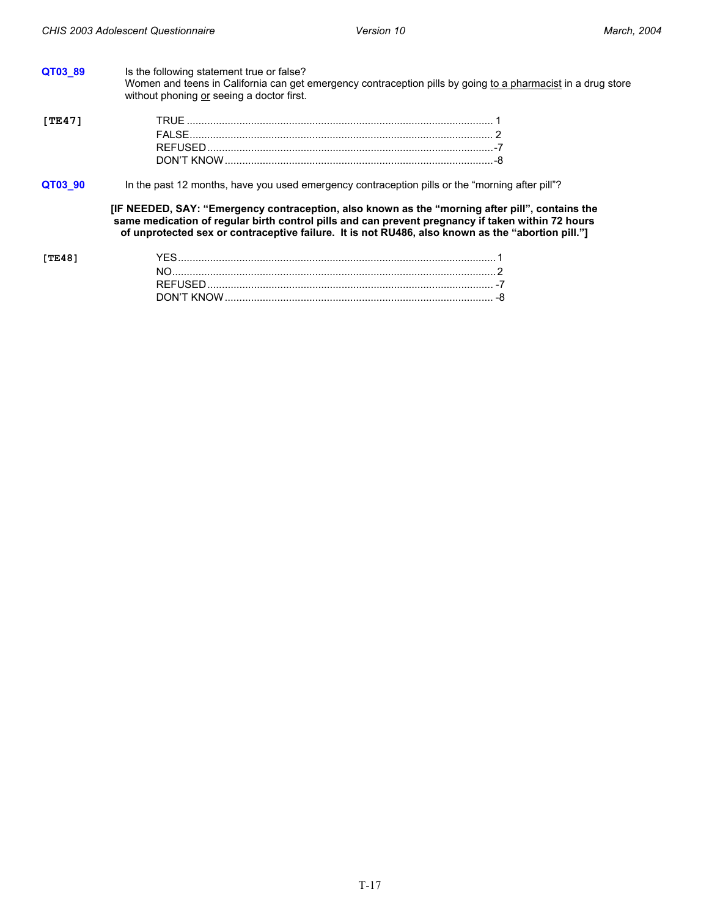**QT03_89** Is the following statement true or false?
Women and teens in California can get emergency contraception pills by going to a pharmacist in a drug store without phoning or seeing a doctor first.

**[TE47]**

TRUE ........................................................ 1
FALSE ........................................................ 2
REFUSED ........................................................ -7
DON'T KNOW ........................................................ -8

**QT03_90** In the past 12 months, have you used emergency contraception pills or the "morning after pill"?

**[IF NEEDED, SAY: "Emergency contraception, also known as the "morning after pill", contains the same medication of regular birth control pills and can prevent pregnancy if taken within 72 hours of unprotected sex or contraceptive failure. It is not RU486, also known as the "abortion pill."]**

**[TE48]**

YES ........................................................ 1
NO ........................................................ 2
REFUSED ........................................................ -7
DON'T KNOW ........................................................ -8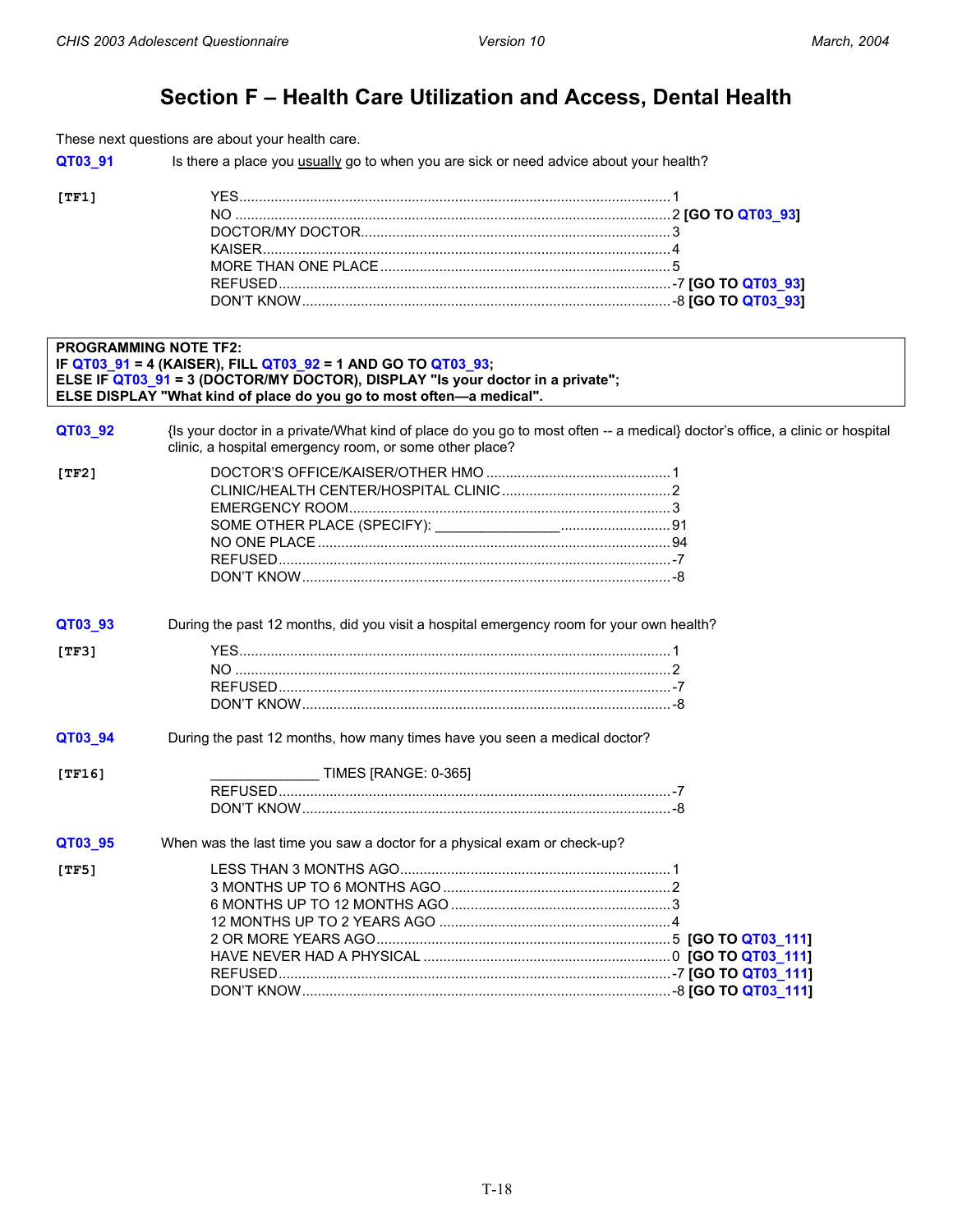# Section F – Health Care Utilization and Access, Dental Health

These next questions are about your health care.

**QT03_91** Is there a place you usually go to when you are sick or need advice about your health?

**[TF1]**

| | |
|---|---|
| YES | 1 |
| NO | 2 **[GO TO QT03_93]** |
| DOCTOR/MY DOCTOR | 3 |
| KAISER | 4 |
| MORE THAN ONE PLACE | 5 |
| REFUSED | -7 **[GO TO QT03_93]** |
| DON'T KNOW | -8 **[GO TO QT03_93]** |

**PROGRAMMING NOTE TF2:**
**IF QT03_91 = 4 (KAISER), FILL QT03_92 = 1 AND GO TO QT03_93;**
**ELSE IF QT03_91 = 3 (DOCTOR/MY DOCTOR), DISPLAY "Is your doctor in a private";**
**ELSE DISPLAY "What kind of place do you go to most often—a medical".**

**QT03_92** {Is your doctor in a private/What kind of place do you go to most often -- a medical} doctor's office, a clinic or hospital clinic, a hospital emergency room, or some other place?

**[TF2]**

| | |
|---|---|
| DOCTOR'S OFFICE/KAISER/OTHER HMO | 1 |
| CLINIC/HEALTH CENTER/HOSPITAL CLINIC | 2 |
| EMERGENCY ROOM | 3 |
| SOME OTHER PLACE (SPECIFY): _______________ | 91 |
| NO ONE PLACE | 94 |
| REFUSED | -7 |
| DON'T KNOW | -8 |

**QT03_93** During the past 12 months, did you visit a hospital emergency room for your own health?

**[TF3]**

| | |
|---|---|
| YES | 1 |
| NO | 2 |
| REFUSED | -7 |
| DON'T KNOW | -8 |

**QT03_94** During the past 12 months, how many times have you seen a medical doctor?

**[TF16]**

| | |
|---|---|
| _____________ TIMES [RANGE: 0-365] | |
| REFUSED | -7 |
| DON'T KNOW | -8 |

**QT03_95** When was the last time you saw a doctor for a physical exam or check-up?

**[TF5]**

| | |
|---|---|
| LESS THAN 3 MONTHS AGO | 1 |
| 3 MONTHS UP TO 6 MONTHS AGO | 2 |
| 6 MONTHS UP TO 12 MONTHS AGO | 3 |
| 12 MONTHS UP TO 2 YEARS AGO | 4 |
| 2 OR MORE YEARS AGO | 5 **[GO TO QT03_111]** |
| HAVE NEVER HAD A PHYSICAL | 0 **[GO TO QT03_111]** |
| REFUSED | -7 **[GO TO QT03_111]** |
| DON'T KNOW | -8 **[GO TO QT03_111]** |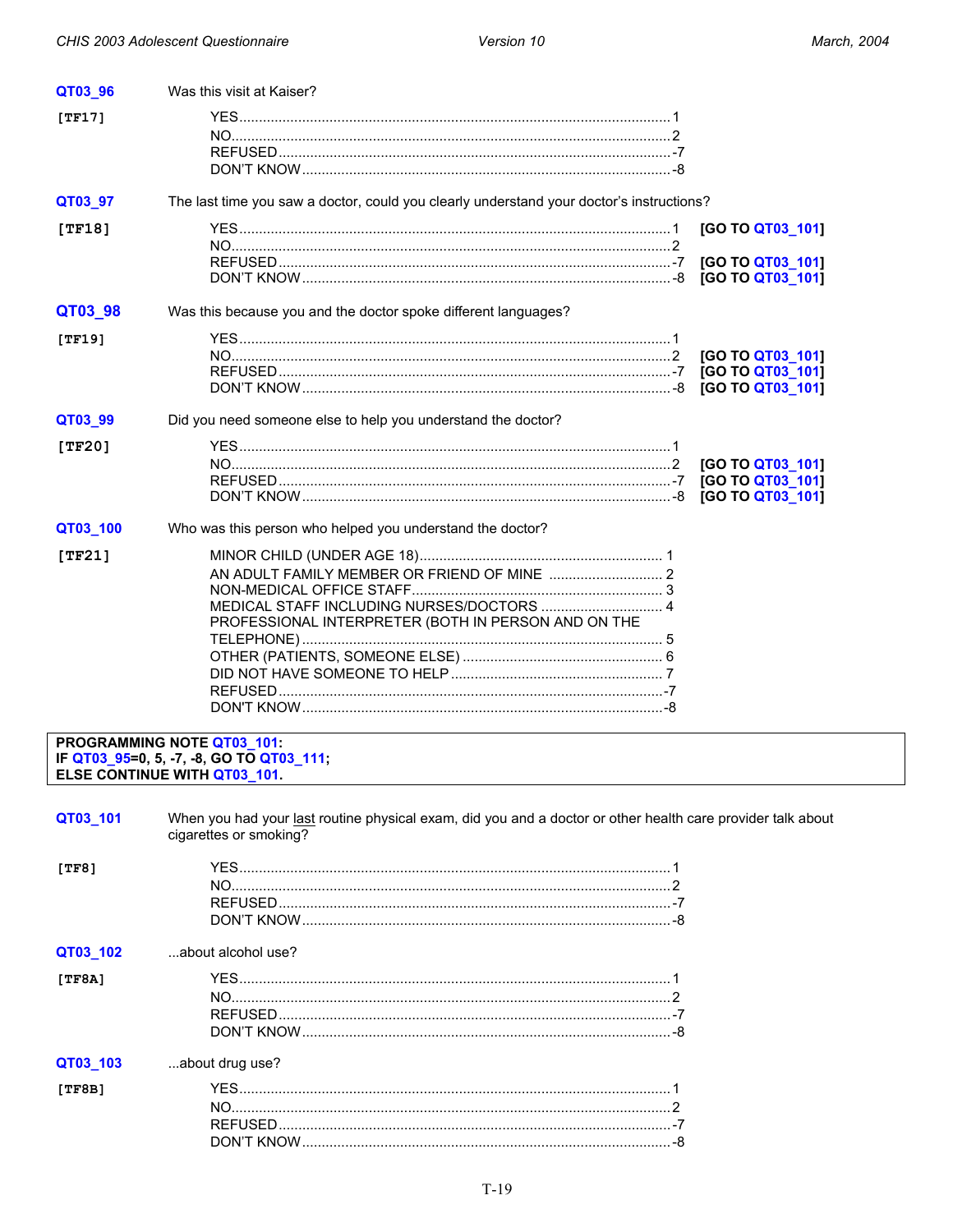**QT03_96** Was this visit at Kaiser?

[TF17]

- YES....................1
- NO....................2
- REFUSED....................-7
- DON'T KNOW....................-8

**QT03_97** The last time you saw a doctor, could you clearly understand your doctor's instructions?

[TF18]

- YES....................1 **[GO TO QT03_101]**
- NO....................2
- REFUSED....................-7 **[GO TO QT03_101]**
- DON'T KNOW....................-8 **[GO TO QT03_101]**

**QT03_98** Was this because you and the doctor spoke different languages?

[TF19]

- YES....................1
- NO....................2 **[GO TO QT03_101]**
- REFUSED....................-7 **[GO TO QT03_101]**
- DON'T KNOW....................-8 **[GO TO QT03_101]**

**QT03_99** Did you need someone else to help you understand the doctor?

[TF20]

- YES....................1
- NO....................2 **[GO TO QT03_101]**
- REFUSED....................-7 **[GO TO QT03_101]**
- DON'T KNOW....................-8 **[GO TO QT03_101]**

**QT03_100** Who was this person who helped you understand the doctor?

[TF21]

- MINOR CHILD (UNDER AGE 18)....................1
- AN ADULT FAMILY MEMBER OR FRIEND OF MINE....................2
- NON-MEDICAL OFFICE STAFF....................3
- MEDICAL STAFF INCLUDING NURSES/DOCTORS....................4
- PROFESSIONAL INTERPRETER (BOTH IN PERSON AND ON THE TELEPHONE)....................5
- OTHER (PATIENTS, SOMEONE ELSE)....................6
- DID NOT HAVE SOMEONE TO HELP....................7
- REFUSED....................-7
- DON'T KNOW....................-8

**PROGRAMMING NOTE QT03_101:**
**IF QT03_95=0, 5, -7, -8, GO TO QT03_111;**
**ELSE CONTINUE WITH QT03_101.**

**QT03_101** When you had your last routine physical exam, did you and a doctor or other health care provider talk about cigarettes or smoking?

[TF8]

- YES....................1
- NO....................2
- REFUSED....................-7
- DON'T KNOW....................-8

**QT03_102** ...about alcohol use?

[TF8A]

- YES....................1
- NO....................2
- REFUSED....................-7
- DON'T KNOW....................-8

**QT03_103** ...about drug use?

[TF8B]

- YES....................1
- NO....................2
- REFUSED....................-7
- DON'T KNOW....................-8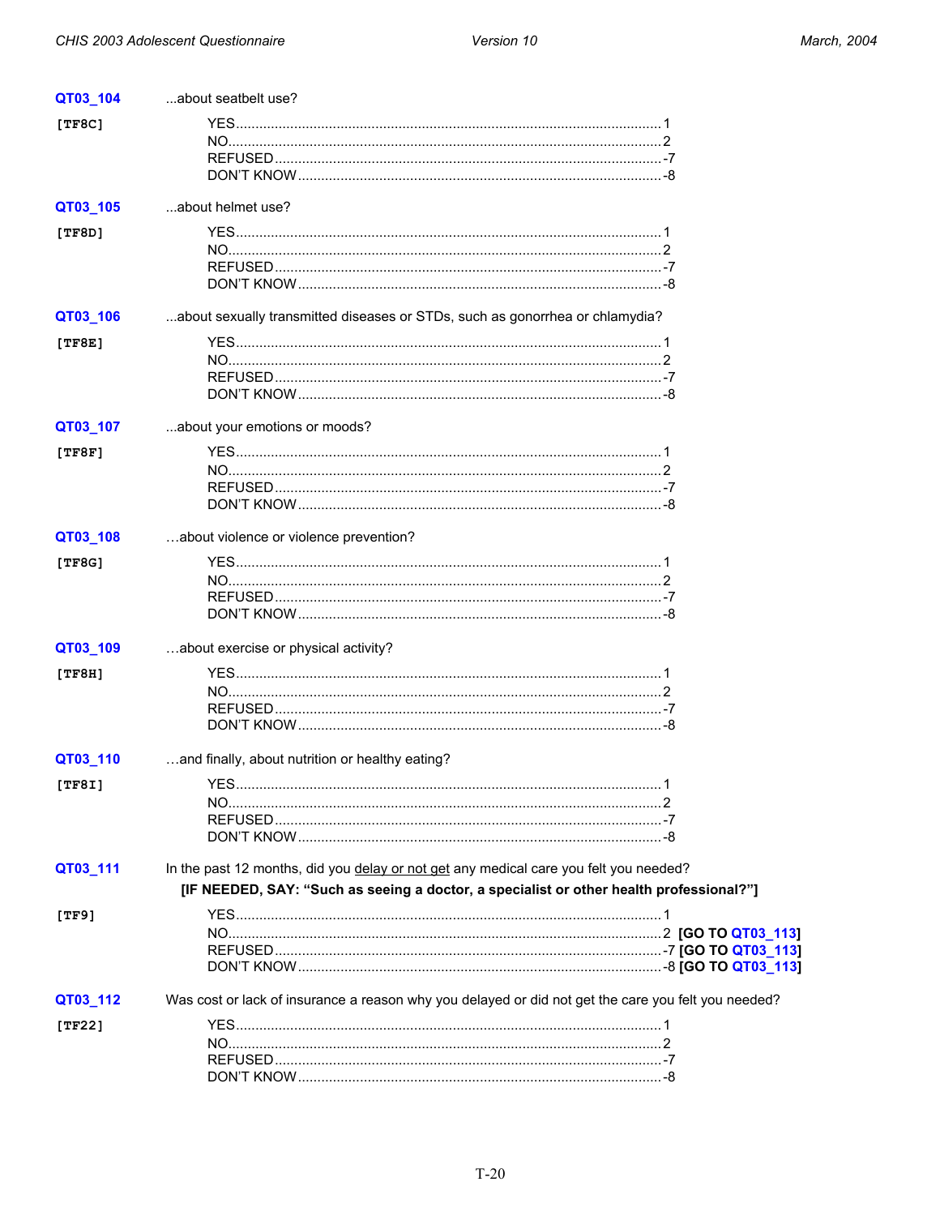**QT03_104** ...about seatbelt use?

[TF8C]

YES....1
NO....2
REFUSED....-7
DON'T KNOW....-8

**QT03_105** ...about helmet use?

[TF8D]

YES....1
NO....2
REFUSED....-7
DON'T KNOW....-8

**QT03_106** ...about sexually transmitted diseases or STDs, such as gonorrhea or chlamydia?

[TF8E]

YES....1
NO....2
REFUSED....-7
DON'T KNOW....-8

**QT03_107** ...about your emotions or moods?

[TF8F]

YES....1
NO....2
REFUSED....-7
DON'T KNOW....-8

**QT03_108** …about violence or violence prevention?

[TF8G]

YES....1
NO....2
REFUSED....-7
DON'T KNOW....-8

**QT03_109** …about exercise or physical activity?

[TF8H]

YES....1
NO....2
REFUSED....-7
DON'T KNOW....-8

**QT03_110** …and finally, about nutrition or healthy eating?

[TF8I]

YES....1
NO....2
REFUSED....-7
DON'T KNOW....-8

**QT03_111** In the past 12 months, did you <u>delay or not get</u> any medical care you felt you needed?

**[IF NEEDED, SAY: "Such as seeing a doctor, a specialist or other health professional?"]**

[TF9]

YES....1
NO....2 **[GO TO QT03_113]**
REFUSED....-7 **[GO TO QT03_113]**
DON'T KNOW....-8 **[GO TO QT03_113]**

**QT03_112** Was cost or lack of insurance a reason why you delayed or did not get the care you felt you needed?

[TF22]

YES....1
NO....2
REFUSED....-7
DON'T KNOW....-8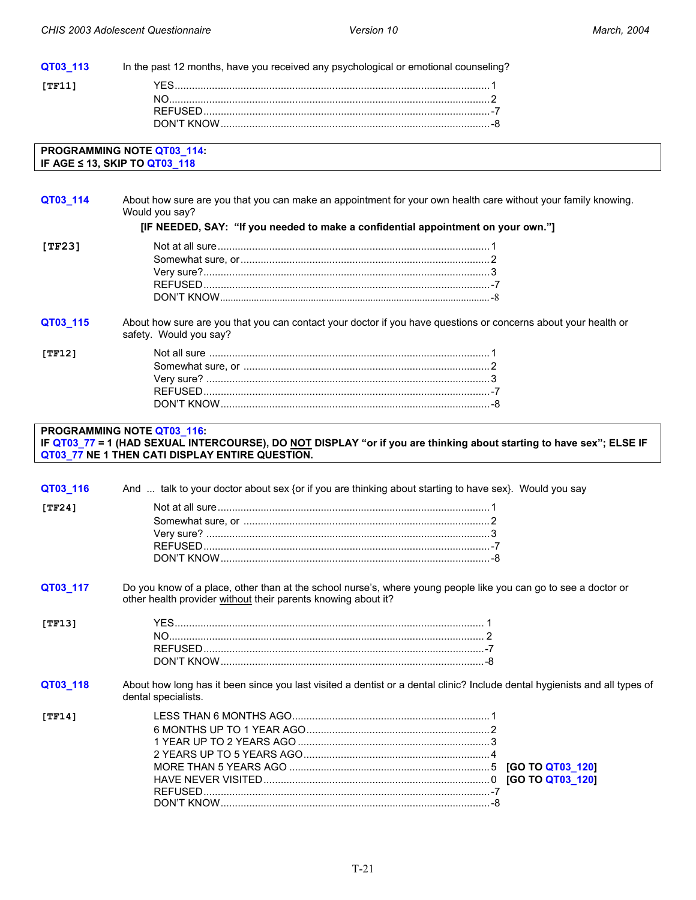**QT03_113** In the past 12 months, have you received any psychological or emotional counseling?

**[TF11]**

| | |
|---|---|
| YES | 1 |
| NO | 2 |
| REFUSED | -7 |
| DON'T KNOW | -8 |

> **PROGRAMMING NOTE QT03_114:**
> **IF AGE ≤ 13, SKIP TO QT03_118**

**QT03_114** About how sure are you that you can make an appointment for your own health care without your family knowing. Would you say?

**[IF NEEDED, SAY: "If you needed to make a confidential appointment on your own."]**

**[TF23]**

| | |
|---|---|
| Not at all sure | 1 |
| Somewhat sure, or | 2 |
| Very sure? | 3 |
| REFUSED | -7 |
| DON'T KNOW | -8 |

**QT03_115** About how sure are you that you can contact your doctor if you have questions or concerns about your health or safety. Would you say?

**[TF12]**

| | |
|---|---|
| Not all sure | 1 |
| Somewhat sure, or | 2 |
| Very sure? | 3 |
| REFUSED | -7 |
| DON'T KNOW | -8 |

> **PROGRAMMING NOTE QT03_116:**
> **IF QT03_77 = 1 (HAD SEXUAL INTERCOURSE), DO NOT DISPLAY "or if you are thinking about starting to have sex"; ELSE IF QT03_77 NE 1 THEN CATI DISPLAY ENTIRE QUESTION.**

**QT03_116** And ... talk to your doctor about sex {or if you are thinking about starting to have sex}. Would you say

**[TF24]**

| | |
|---|---|
| Not at all sure | 1 |
| Somewhat sure, or | 2 |
| Very sure? | 3 |
| REFUSED | -7 |
| DON'T KNOW | -8 |

**QT03_117** Do you know of a place, other than at the school nurse's, where young people like you can go to see a doctor or other health provider without their parents knowing about it?

**[TF13]**

| | |
|---|---|
| YES | 1 |
| NO | 2 |
| REFUSED | -7 |
| DON'T KNOW | -8 |

**QT03_118** About how long has it been since you last visited a dentist or a dental clinic? Include dental hygienists and all types of dental specialists.

**[TF14]**

| | | |
|---|---|---|
| LESS THAN 6 MONTHS AGO | 1 | |
| 6 MONTHS UP TO 1 YEAR AGO | 2 | |
| 1 YEAR UP TO 2 YEARS AGO | 3 | |
| 2 YEARS UP TO 5 YEARS AGO | 4 | |
| MORE THAN 5 YEARS AGO | 5 | **[GO TO QT03_120]** |
| HAVE NEVER VISITED | 0 | **[GO TO QT03_120]** |
| REFUSED | -7 | |
| DON'T KNOW | -8 | |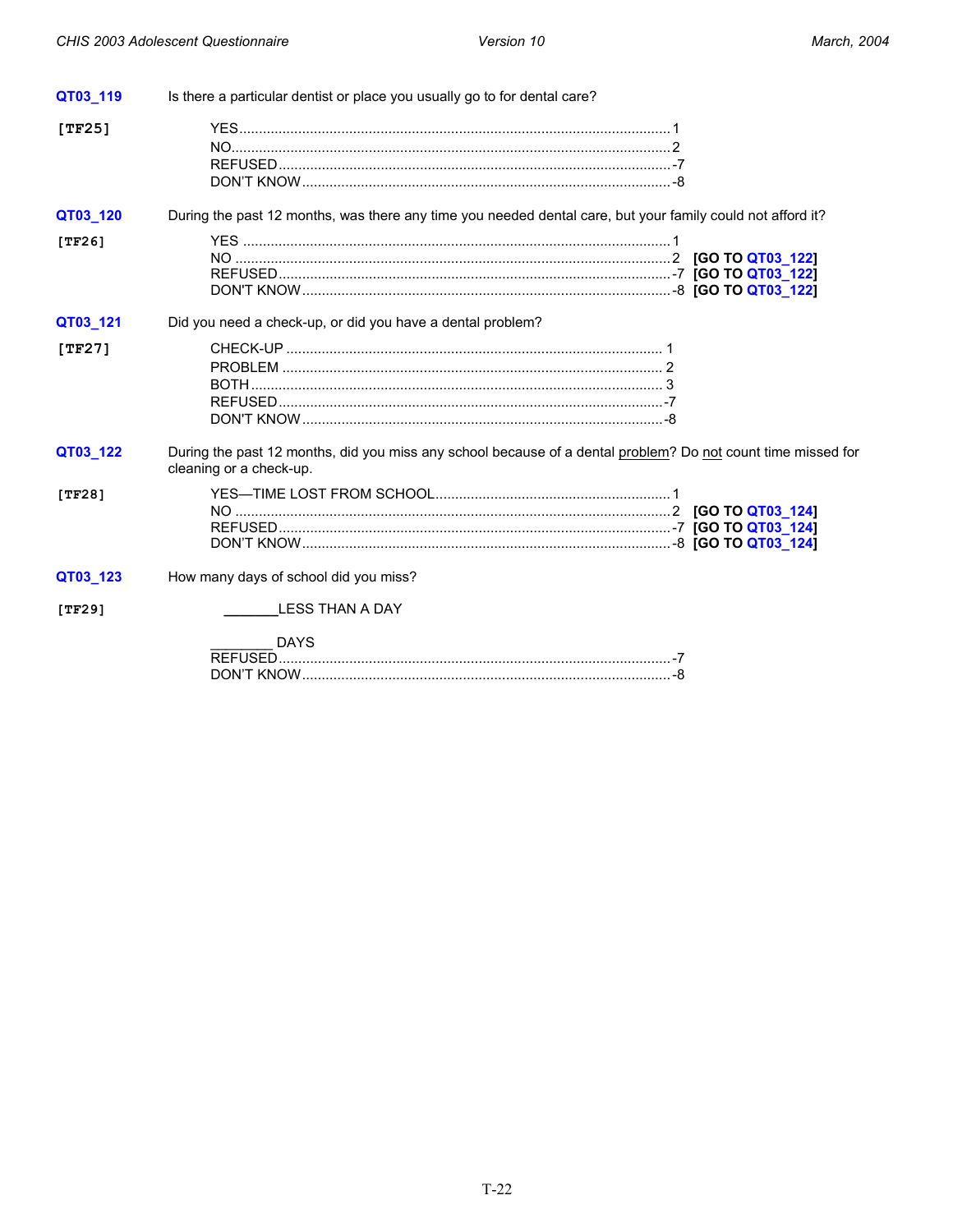**QT03_119** Is there a particular dentist or place you usually go to for dental care?

**[TF25]**

YES ........................................................................................................ 1
NO .......................................................................................................... 2
REFUSED ............................................................................................... -7
DON'T KNOW ......................................................................................... -8

**QT03_120** During the past 12 months, was there any time you needed dental care, but your family could not afford it?

**[TF26]**

YES ........................................................................................................ 1
NO .......................................................................................................... 2 **[GO TO QT03_122]**
REFUSED ............................................................................................... -7 **[GO TO QT03_122]**
DON'T KNOW ......................................................................................... -8 **[GO TO QT03_122]**

**QT03_121** Did you need a check-up, or did you have a dental problem?

**[TF27]**

CHECK-UP ............................................................................................... 1
PROBLEM ................................................................................................ 2
BOTH ....................................................................................................... 3
REFUSED ................................................................................................ -7
DON'T KNOW .......................................................................................... -8

**QT03_122** During the past 12 months, did you miss any school because of a dental <u>problem</u>? Do <u>not</u> count time missed for cleaning or a check-up.

**[TF28]**

YES—TIME LOST FROM SCHOOL ........................................................... 1
NO .......................................................................................................... 2 **[GO TO QT03_124]**
REFUSED ............................................................................................... -7 **[GO TO QT03_124]**
DON'T KNOW ......................................................................................... -8 **[GO TO QT03_124]**

**QT03_123** How many days of school did you miss?

**[TF29]**

_______ LESS THAN A DAY

________ DAYS
REFUSED ............................................................................................... -7
DON'T KNOW ......................................................................................... -8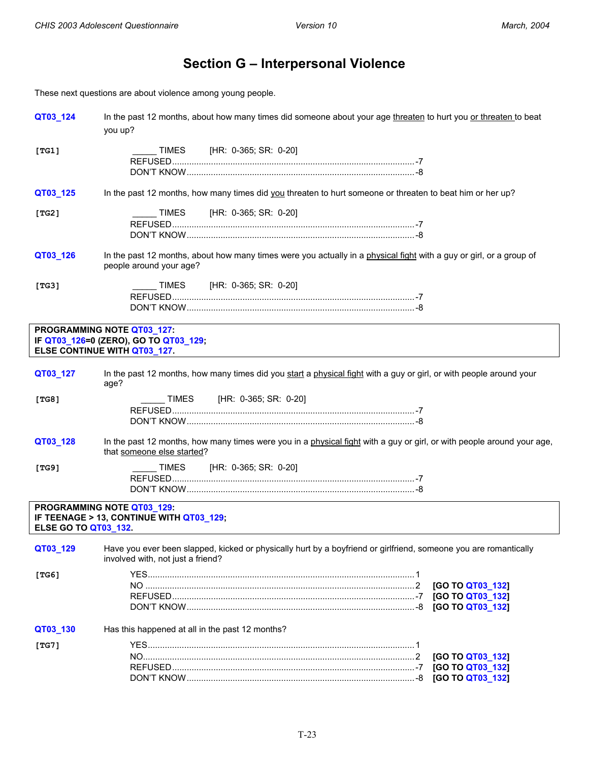# Section G – Interpersonal Violence

These next questions are about violence among young people.

**QT03_124** In the past 12 months, about how many times did someone about your age threaten to hurt you or threaten to beat you up?

**[TG1]**

_____ TIMES [HR: 0-365; SR: 0-20]
REFUSED.......................................................-7
DON'T KNOW..................................................-8

**QT03_125** In the past 12 months, how many times did you threaten to hurt someone or threaten to beat him or her up?

**[TG2]**

_____ TIMES [HR: 0-365; SR: 0-20]
REFUSED.......................................................-7
DON'T KNOW..................................................-8

**QT03_126** In the past 12 months, about how many times were you actually in a physical fight with a guy or girl, or a group of people around your age?

**[TG3]**

_____ TIMES [HR: 0-365; SR: 0-20]
REFUSED.......................................................-7
DON'T KNOW..................................................-8

**PROGRAMMING NOTE QT03_127:**
**IF QT03_126=0 (ZERO), GO TO QT03_129;**
**ELSE CONTINUE WITH QT03_127.**

**QT03_127** In the past 12 months, how many times did you start a physical fight with a guy or girl, or with people around your age?

**[TG8]**

_____ TIMES [HR: 0-365; SR: 0-20]
REFUSED.......................................................-7
DON'T KNOW..................................................-8

**QT03_128** In the past 12 months, how many times were you in a physical fight with a guy or girl, or with people around your age, that someone else started?

**[TG9]**

_____ TIMES [HR: 0-365; SR: 0-20]
REFUSED.......................................................-7
DON'T KNOW..................................................-8

**PROGRAMMING NOTE QT03_129:**
**IF TEENAGE > 13, CONTINUE WITH QT03_129;**
**ELSE GO TO QT03_132.**

**QT03_129** Have you ever been slapped, kicked or physically hurt by a boyfriend or girlfriend, someone you are romantically involved with, not just a friend?

**[TG6]**

YES.............................................................1
NO..............................................................2 **[GO TO QT03_132]**
REFUSED.......................................................-7 **[GO TO QT03_132]**
DON'T KNOW..................................................-8 **[GO TO QT03_132]**

**QT03_130** Has this happened at all in the past 12 months?

**[TG7]**

YES.............................................................1
NO..............................................................2 **[GO TO QT03_132]**
REFUSED.......................................................-7 **[GO TO QT03_132]**
DON'T KNOW..................................................-8 **[GO TO QT03_132]**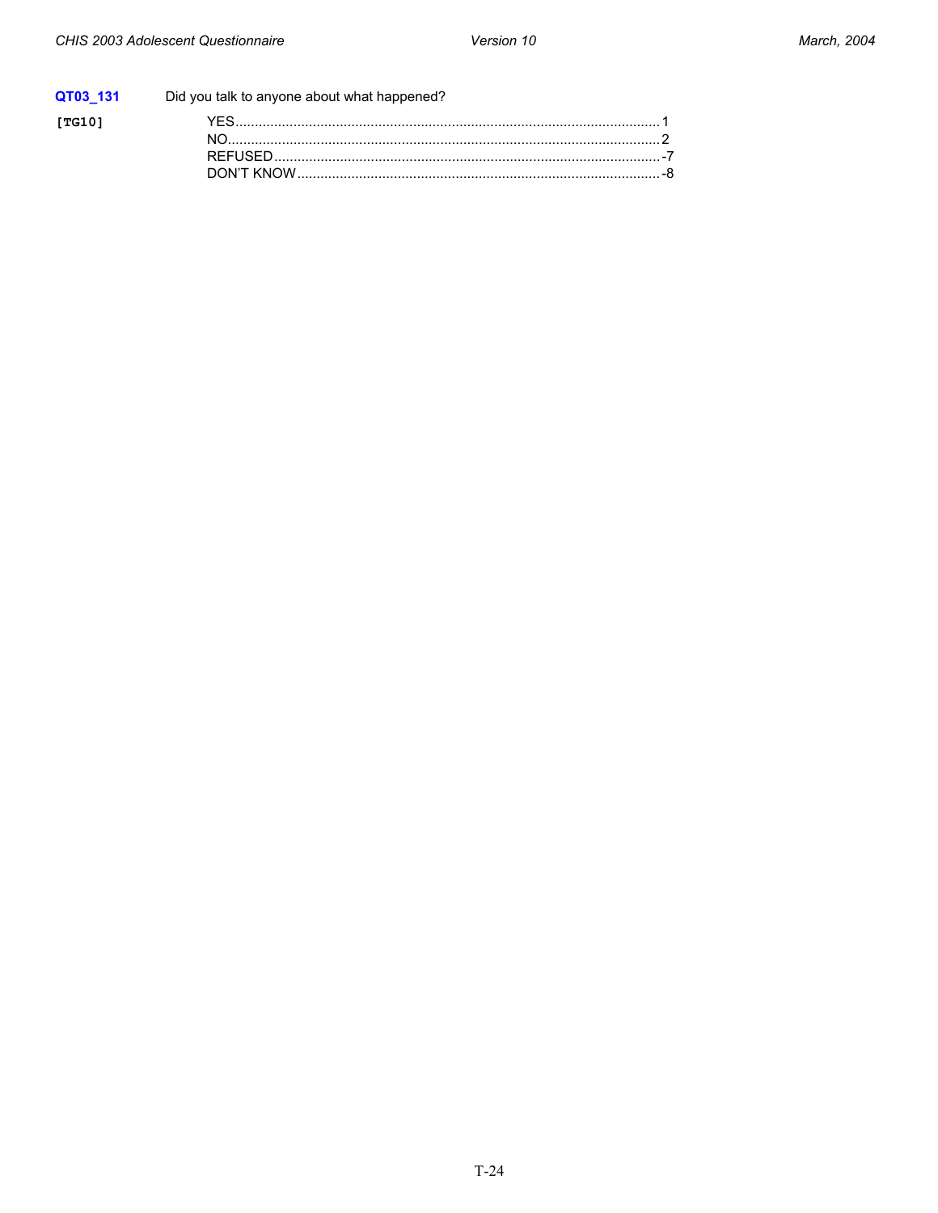**QT03_131** Did you talk to anyone about what happened?

[TG10]

YES .................................................................................................... 1
NO ...................................................................................................... 2
REFUSED ........................................................................................... -7
DON'T KNOW ..................................................................................... -8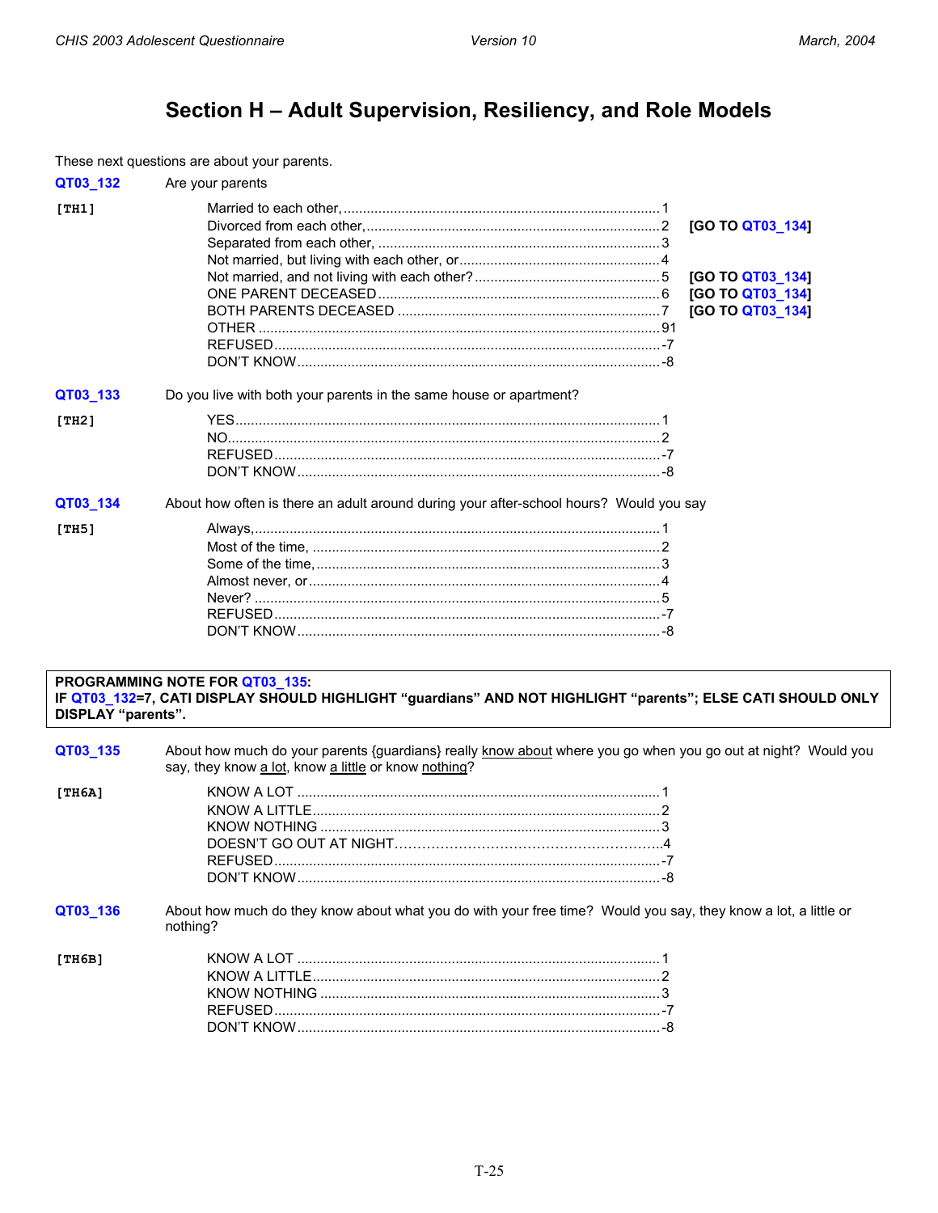# Section H – Adult Supervision, Resiliency, and Role Models

These next questions are about your parents.

**QT03_132** Are your parents

**[TH1]**

| | | |
|---|---|---|
| Married to each other, | 1 | |
| Divorced from each other, | 2 | [GO TO QT03_134] |
| Separated from each other, | 3 | |
| Not married, but living with each other, or | 4 | |
| Not married, and not living with each other? | 5 | [GO TO QT03_134] |
| ONE PARENT DECEASED | 6 | [GO TO QT03_134] |
| BOTH PARENTS DECEASED | 7 | [GO TO QT03_134] |
| OTHER | 91 | |
| REFUSED | -7 | |
| DON'T KNOW | -8 | |

**QT03_133** Do you live with both your parents in the same house or apartment?

**[TH2]**

| | |
|---|---|
| YES | 1 |
| NO | 2 |
| REFUSED | -7 |
| DON'T KNOW | -8 |

**QT03_134** About how often is there an adult around during your after-school hours? Would you say

**[TH5]**

| | |
|---|---|
| Always, | 1 |
| Most of the time, | 2 |
| Some of the time, | 3 |
| Almost never, or | 4 |
| Never? | 5 |
| REFUSED | -7 |
| DON'T KNOW | -8 |

> **PROGRAMMING NOTE FOR QT03_135:**
> **IF QT03_132=7, CATI DISPLAY SHOULD HIGHLIGHT "guardians" AND NOT HIGHLIGHT "parents"; ELSE CATI SHOULD ONLY DISPLAY "parents".**

**QT03_135** About how much do your parents {guardians} really know about where you go when you go out at night? Would you say, they know a lot, know a little or know nothing?

**[TH6A]**

| | |
|---|---|
| KNOW A LOT | 1 |
| KNOW A LITTLE | 2 |
| KNOW NOTHING | 3 |
| DOESN'T GO OUT AT NIGHT | 4 |
| REFUSED | -7 |
| DON'T KNOW | -8 |

**QT03_136** About how much do they know about what you do with your free time? Would you say, they know a lot, a little or nothing?

**[TH6B]**

| | |
|---|---|
| KNOW A LOT | 1 |
| KNOW A LITTLE | 2 |
| KNOW NOTHING | 3 |
| REFUSED | -7 |
| DON'T KNOW | -8 |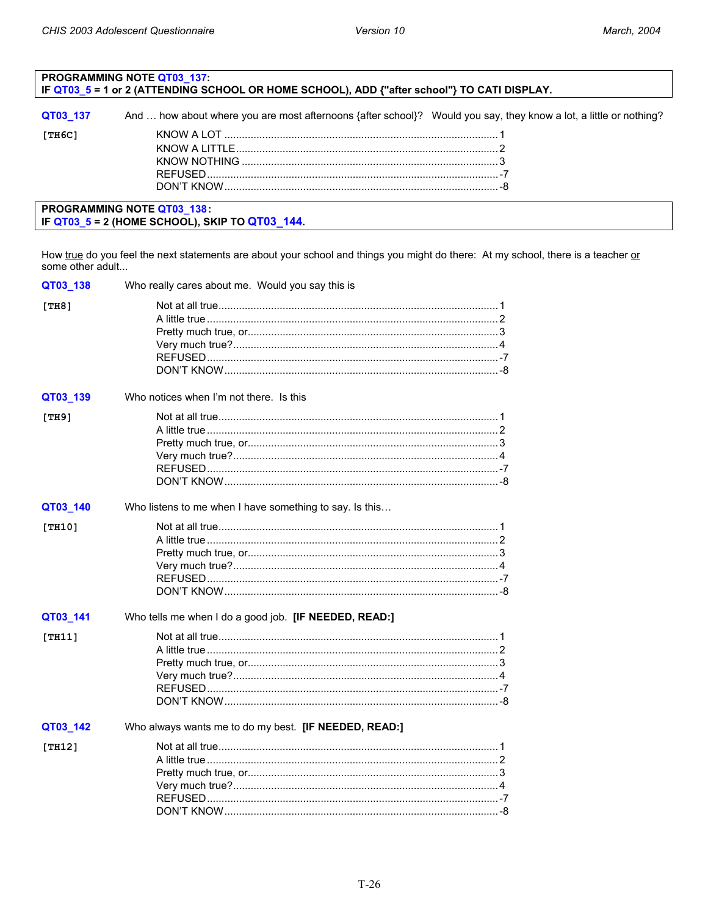**PROGRAMMING NOTE QT03_137:**
**IF QT03_5 = 1 or 2 (ATTENDING SCHOOL OR HOME SCHOOL), ADD {"after school"} TO CATI DISPLAY.**

**QT03_137** [TH6C]

And … how about where you are most afternoons {after school}? Would you say, they know a lot, a little or nothing?

| Response | Code |
|---|---|
| KNOW A LOT | 1 |
| KNOW A LITTLE | 2 |
| KNOW NOTHING | 3 |
| REFUSED | -7 |
| DON'T KNOW | -8 |

**PROGRAMMING NOTE QT03_138:**
**IF QT03_5 = 2 (HOME SCHOOL), SKIP TO QT03_144.**

How true do you feel the next statements are about your school and things you might do there: At my school, there is a teacher or some other adult...

**QT03_138** [TH8]

Who really cares about me. Would you say this is

| Response | Code |
|---|---|
| Not at all true | 1 |
| A little true | 2 |
| Pretty much true, or | 3 |
| Very much true? | 4 |
| REFUSED | -7 |
| DON'T KNOW | -8 |

**QT03_139** [TH9]

Who notices when I'm not there. Is this

| Response | Code |
|---|---|
| Not at all true | 1 |
| A little true | 2 |
| Pretty much true, or | 3 |
| Very much true? | 4 |
| REFUSED | -7 |
| DON'T KNOW | -8 |

**QT03_140** [TH10]

Who listens to me when I have something to say. Is this…

| Response | Code |
|---|---|
| Not at all true | 1 |
| A little true | 2 |
| Pretty much true, or | 3 |
| Very much true? | 4 |
| REFUSED | -7 |
| DON'T KNOW | -8 |

**QT03_141** [TH11]

Who tells me when I do a good job. **[IF NEEDED, READ:]**

| Response | Code |
|---|---|
| Not at all true | 1 |
| A little true | 2 |
| Pretty much true, or | 3 |
| Very much true? | 4 |
| REFUSED | -7 |
| DON'T KNOW | -8 |

**QT03_142** [TH12]

Who always wants me to do my best. **[IF NEEDED, READ:]**

| Response | Code |
|---|---|
| Not at all true | 1 |
| A little true | 2 |
| Pretty much true, or | 3 |
| Very much true? | 4 |
| REFUSED | -7 |
| DON'T KNOW | -8 |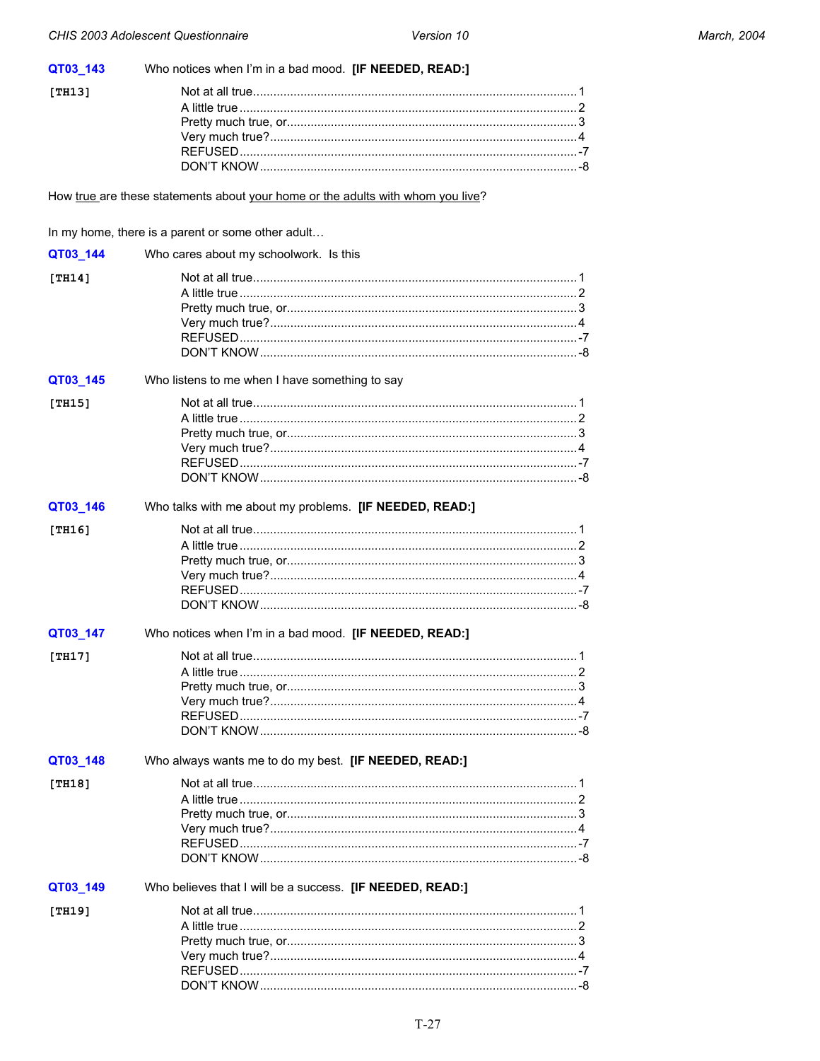**QT03_143** Who notices when I'm in a bad mood. **[IF NEEDED, READ:]**

[TH13]

| | |
|---|---|
| Not at all true | 1 |
| A little true | 2 |
| Pretty much true, or | 3 |
| Very much true? | 4 |
| REFUSED | -7 |
| DON'T KNOW | -8 |

How true are these statements about your home or the adults with whom you live?

In my home, there is a parent or some other adult…

**QT03_144** Who cares about my schoolwork. Is this

[TH14]

| | |
|---|---|
| Not at all true | 1 |
| A little true | 2 |
| Pretty much true, or | 3 |
| Very much true? | 4 |
| REFUSED | -7 |
| DON'T KNOW | -8 |

**QT03_145** Who listens to me when I have something to say

[TH15]

| | |
|---|---|
| Not at all true | 1 |
| A little true | 2 |
| Pretty much true, or | 3 |
| Very much true? | 4 |
| REFUSED | -7 |
| DON'T KNOW | -8 |

**QT03_146** Who talks with me about my problems. **[IF NEEDED, READ:]**

[TH16]

| | |
|---|---|
| Not at all true | 1 |
| A little true | 2 |
| Pretty much true, or | 3 |
| Very much true? | 4 |
| REFUSED | -7 |
| DON'T KNOW | -8 |

**QT03_147** Who notices when I'm in a bad mood. **[IF NEEDED, READ:]**

[TH17]

| | |
|---|---|
| Not at all true | 1 |
| A little true | 2 |
| Pretty much true, or | 3 |
| Very much true? | 4 |
| REFUSED | -7 |
| DON'T KNOW | -8 |

**QT03_148** Who always wants me to do my best. **[IF NEEDED, READ:]**

[TH18]

| | |
|---|---|
| Not at all true | 1 |
| A little true | 2 |
| Pretty much true, or | 3 |
| Very much true? | 4 |
| REFUSED | -7 |
| DON'T KNOW | -8 |

**QT03_149** Who believes that I will be a success. **[IF NEEDED, READ:]**

[TH19]

| | |
|---|---|
| Not at all true | 1 |
| A little true | 2 |
| Pretty much true, or | 3 |
| Very much true? | 4 |
| REFUSED | -7 |
| DON'T KNOW | -8 |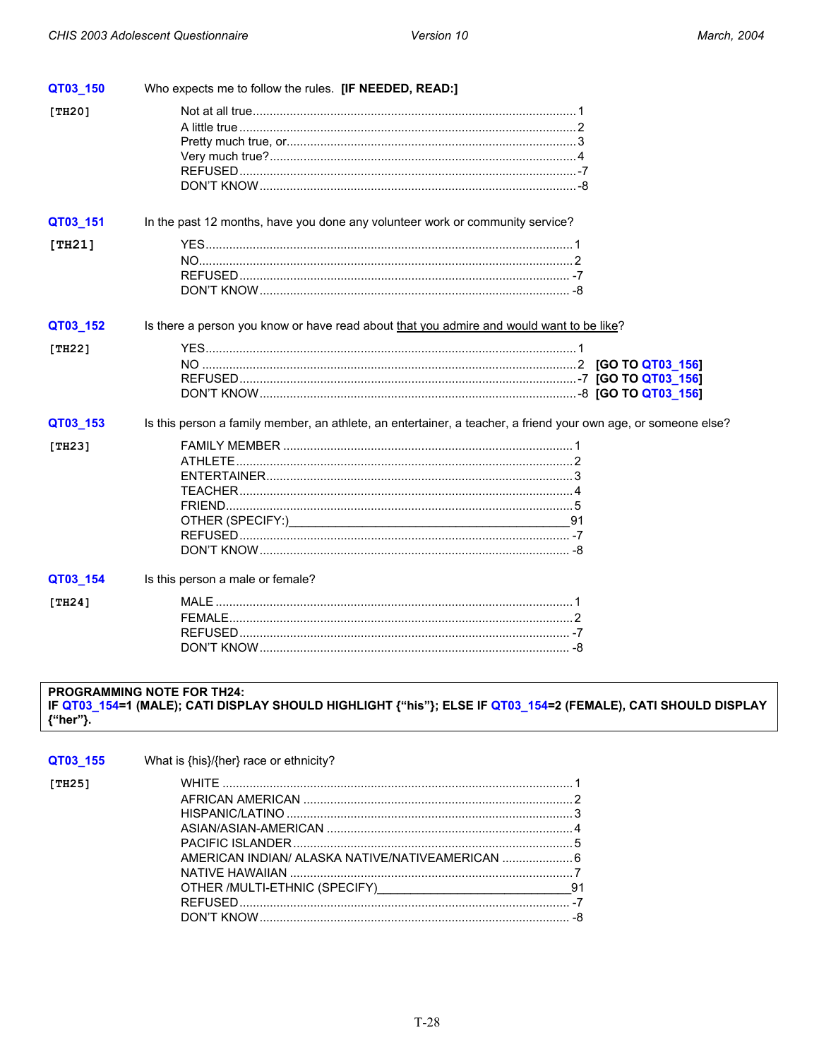**QT03_150** Who expects me to follow the rules. **[IF NEEDED, READ:]**

**[TH20]**

Not at all true.....1
A little true.....2
Pretty much true, or.....3
Very much true?.....4
REFUSED.....-7
DON'T KNOW.....-8

**QT03_151** In the past 12 months, have you done any volunteer work or community service?

**[TH21]**

YES.....1
NO.....2
REFUSED.....-7
DON'T KNOW.....-8

**QT03_152** Is there a person you know or have read about <u>that you admire and would want to be like</u>?

**[TH22]**

YES.....1
NO.....2 **[GO TO QT03_156]**
REFUSED.....-7 **[GO TO QT03_156]**
DON'T KNOW.....-8 **[GO TO QT03_156]**

**QT03_153** Is this person a family member, an athlete, an entertainer, a teacher, a friend your own age, or someone else?

**[TH23]**

FAMILY MEMBER.....1
ATHLETE.....2
ENTERTAINER.....3
TEACHER.....4
FRIEND.....5
OTHER (SPECIFY:)__________91
REFUSED.....-7
DON'T KNOW.....-8

**QT03_154** Is this person a male or female?

**[TH24]**

MALE.....1
FEMALE.....2
REFUSED.....-7
DON'T KNOW.....-8

**PROGRAMMING NOTE FOR TH24:**
**IF QT03_154=1 (MALE); CATI DISPLAY SHOULD HIGHLIGHT {"his"}; ELSE IF QT03_154=2 (FEMALE), CATI SHOULD DISPLAY {"her"}.**

**QT03_155** What is {his}/{her} race or ethnicity?

**[TH25]**

WHITE.....1
AFRICAN AMERICAN.....2
HISPANIC/LATINO.....3
ASIAN/ASIAN-AMERICAN.....4
PACIFIC ISLANDER.....5
AMERICAN INDIAN/ ALASKA NATIVE/NATIVEAMERICAN.....6
NATIVE HAWAIIAN.....7
OTHER /MULTI-ETHNIC (SPECIFY)__________91
REFUSED.....-7
DON'T KNOW.....-8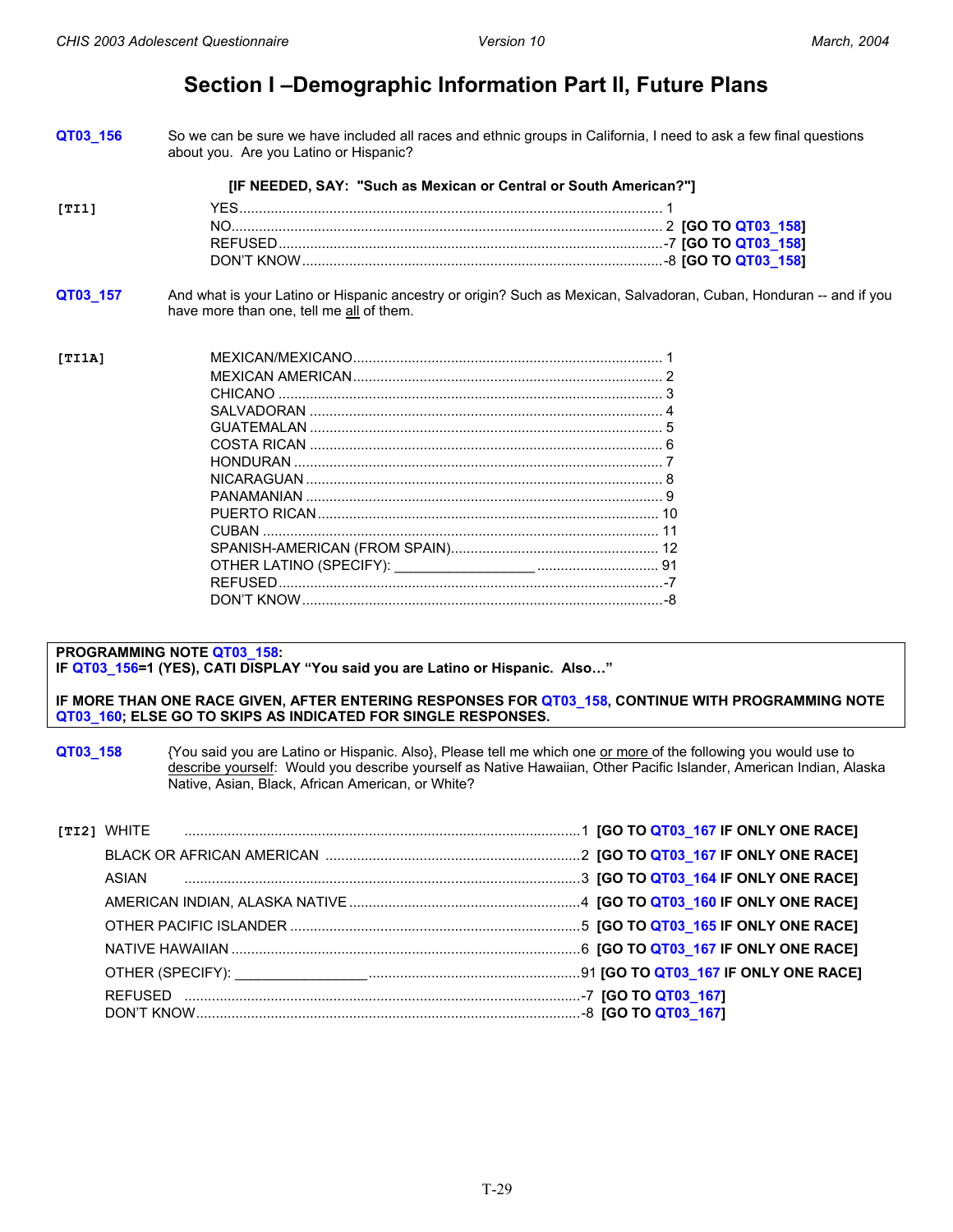# Section I –Demographic Information Part II, Future Plans

**QT03_156** So we can be sure we have included all races and ethnic groups in California, I need to ask a few final questions about you. Are you Latino or Hispanic?

**[IF NEEDED, SAY: "Such as Mexican or Central or South American?"]**

[TI1]

| | | |
|---|---|---|
| YES | 1 | |
| NO | 2 | **[GO TO QT03_158]** |
| REFUSED | -7 | **[GO TO QT03_158]** |
| DON'T KNOW | -8 | **[GO TO QT03_158]** |

**QT03_157** And what is your Latino or Hispanic ancestry or origin? Such as Mexican, Salvadoran, Cuban, Honduran -- and if you have more than one, tell me all of them.

[TI1A]

| | |
|---|---|
| MEXICAN/MEXICANO | 1 |
| MEXICAN AMERICAN | 2 |
| CHICANO | 3 |
| SALVADORAN | 4 |
| GUATEMALAN | 5 |
| COSTA RICAN | 6 |
| HONDURAN | 7 |
| NICARAGUAN | 8 |
| PANAMANIAN | 9 |
| PUERTO RICAN | 10 |
| CUBAN | 11 |
| SPANISH-AMERICAN (FROM SPAIN) | 12 |
| OTHER LATINO (SPECIFY): _________________ | 91 |
| REFUSED | -7 |
| DON'T KNOW | -8 |

**PROGRAMMING NOTE QT03_158:**
**IF QT03_156=1 (YES), CATI DISPLAY "You said you are Latino or Hispanic. Also…"**

**IF MORE THAN ONE RACE GIVEN, AFTER ENTERING RESPONSES FOR QT03_158, CONTINUE WITH PROGRAMMING NOTE QT03_160; ELSE GO TO SKIPS AS INDICATED FOR SINGLE RESPONSES.**

**QT03_158** {You said you are Latino or Hispanic. Also}, Please tell me which one or more of the following you would use to describe yourself: Would you describe yourself as Native Hawaiian, Other Pacific Islander, American Indian, Alaska Native, Asian, Black, African American, or White?

[TI2]

| | | |
|---|---|---|
| WHITE | 1 | **[GO TO QT03_167 IF ONLY ONE RACE]** |
| BLACK OR AFRICAN AMERICAN | 2 | **[GO TO QT03_167 IF ONLY ONE RACE]** |
| ASIAN | 3 | **[GO TO QT03_164 IF ONLY ONE RACE]** |
| AMERICAN INDIAN, ALASKA NATIVE | 4 | **[GO TO QT03_160 IF ONLY ONE RACE]** |
| OTHER PACIFIC ISLANDER | 5 | **[GO TO QT03_165 IF ONLY ONE RACE]** |
| NATIVE HAWAIIAN | 6 | **[GO TO QT03_167 IF ONLY ONE RACE]** |
| OTHER (SPECIFY): _________________ | 91 | **[GO TO QT03_167 IF ONLY ONE RACE]** |
| REFUSED | -7 | **[GO TO QT03_167]** |
| DON'T KNOW | -8 | **[GO TO QT03_167]** |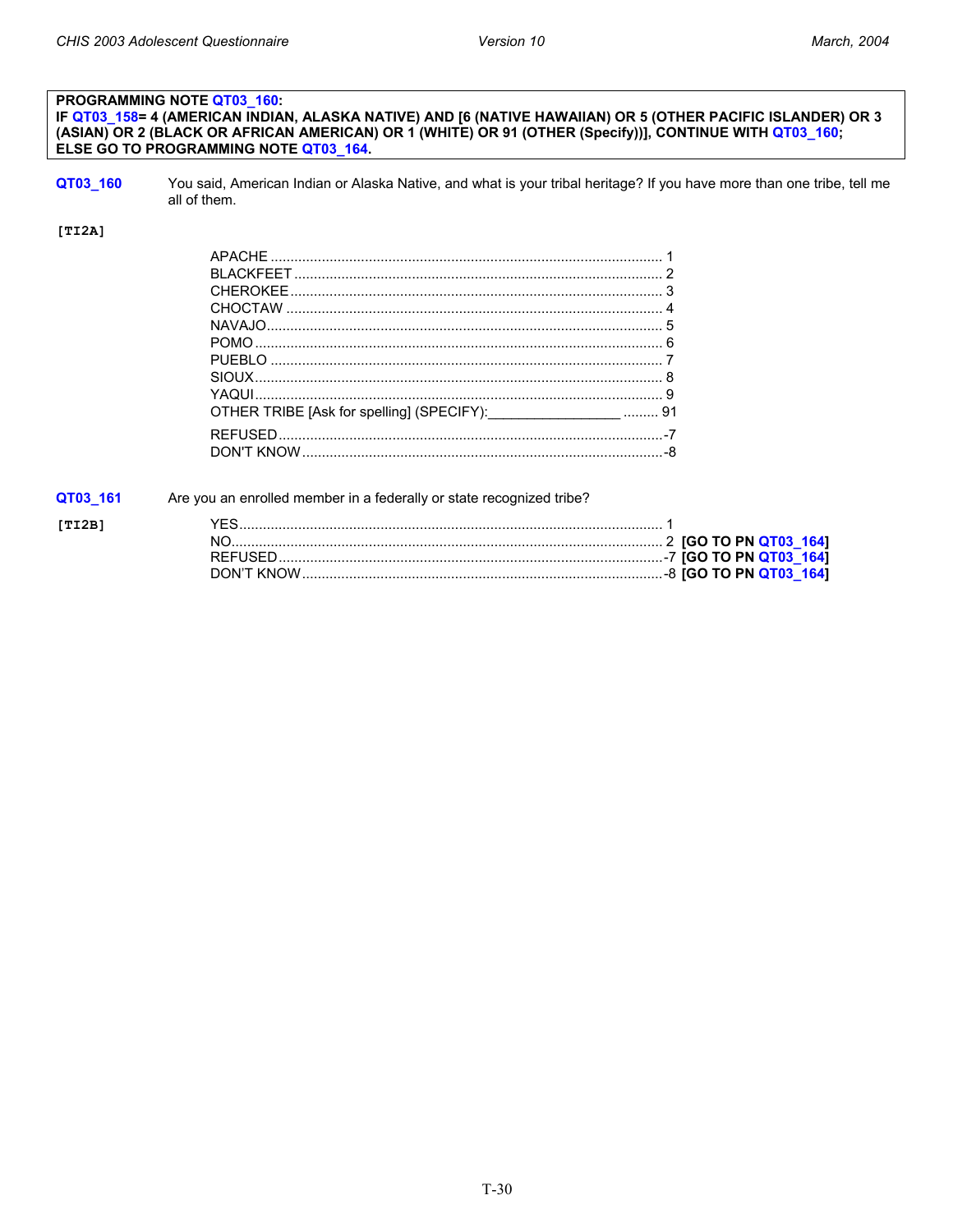**PROGRAMMING NOTE QT03_160:**
**IF QT03_158= 4 (AMERICAN INDIAN, ALASKA NATIVE) AND [6 (NATIVE HAWAIIAN) OR 5 (OTHER PACIFIC ISLANDER) OR 3 (ASIAN) OR 2 (BLACK OR AFRICAN AMERICAN) OR 1 (WHITE) OR 91 (OTHER (Specify))], CONTINUE WITH QT03_160;**
**ELSE GO TO PROGRAMMING NOTE QT03_164.**

**QT03_160** You said, American Indian or Alaska Native, and what is your tribal heritage? If you have more than one tribe, tell me all of them.

**[TI2A]**

| | |
|---|---|
| APACHE | 1 |
| BLACKFEET | 2 |
| CHEROKEE | 3 |
| CHOCTAW | 4 |
| NAVAJO | 5 |
| POMO | 6 |
| PUEBLO | 7 |
| SIOUX | 8 |
| YAQUI | 9 |
| OTHER TRIBE [Ask for spelling] (SPECIFY):________________ | 91 |
| REFUSED | -7 |
| DON'T KNOW | -8 |

**QT03_161** Are you an enrolled member in a federally or state recognized tribe?

**[TI2B]**

| | | |
|---|---|---|
| YES | 1 | |
| NO | 2 | **[GO TO PN QT03_164]** |
| REFUSED | -7 | **[GO TO PN QT03_164]** |
| DON'T KNOW | -8 | **[GO TO PN QT03_164]** |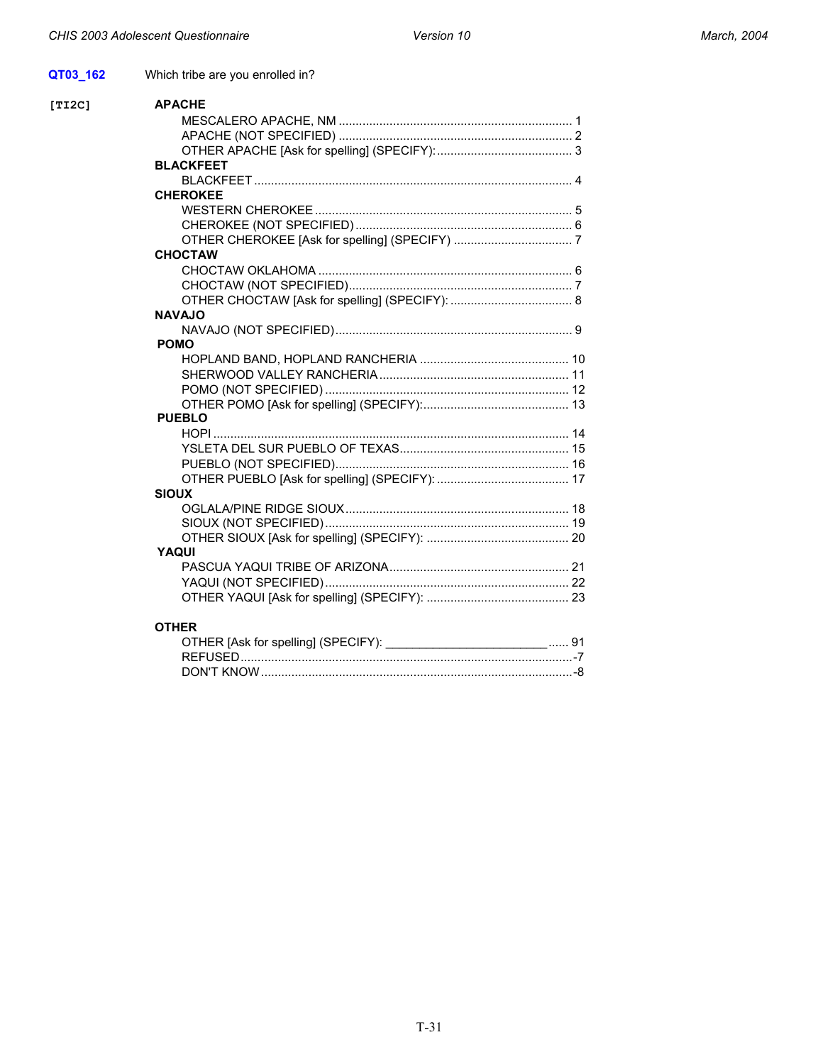**QT03_162** Which tribe are you enrolled in?

[TI2C]

**APACHE**

- MESCALERO APACHE, NM .......... 1
- APACHE (NOT SPECIFIED) .......... 2
- OTHER APACHE [Ask for spelling] (SPECIFY): .......... 3

**BLACKFEET**

- BLACKFEET .......... 4

**CHEROKEE**

- WESTERN CHEROKEE .......... 5
- CHEROKEE (NOT SPECIFIED) .......... 6
- OTHER CHEROKEE [Ask for spelling] (SPECIFY) .......... 7

**CHOCTAW**

- CHOCTAW OKLAHOMA .......... 6
- CHOCTAW (NOT SPECIFIED) .......... 7
- OTHER CHOCTAW [Ask for spelling] (SPECIFY): .......... 8

**NAVAJO**

- NAVAJO (NOT SPECIFIED) .......... 9

**POMO**

- HOPLAND BAND, HOPLAND RANCHERIA .......... 10
- SHERWOOD VALLEY RANCHERIA .......... 11
- POMO (NOT SPECIFIED) .......... 12
- OTHER POMO [Ask for spelling] (SPECIFY): .......... 13

**PUEBLO**

- HOPI .......... 14
- YSLETA DEL SUR PUEBLO OF TEXAS .......... 15
- PUEBLO (NOT SPECIFIED) .......... 16
- OTHER PUEBLO [Ask for spelling] (SPECIFY): .......... 17

**SIOUX**

- OGLALA/PINE RIDGE SIOUX .......... 18
- SIOUX (NOT SPECIFIED) .......... 19
- OTHER SIOUX [Ask for spelling] (SPECIFY): .......... 20

**YAQUI**

- PASCUA YAQUI TRIBE OF ARIZONA .......... 21
- YAQUI (NOT SPECIFIED) .......... 22
- OTHER YAQUI [Ask for spelling] (SPECIFY): .......... 23

**OTHER**

- OTHER [Ask for spelling] (SPECIFY): ________________________ .......... 91
- REFUSED .......... -7
- DON'T KNOW .......... -8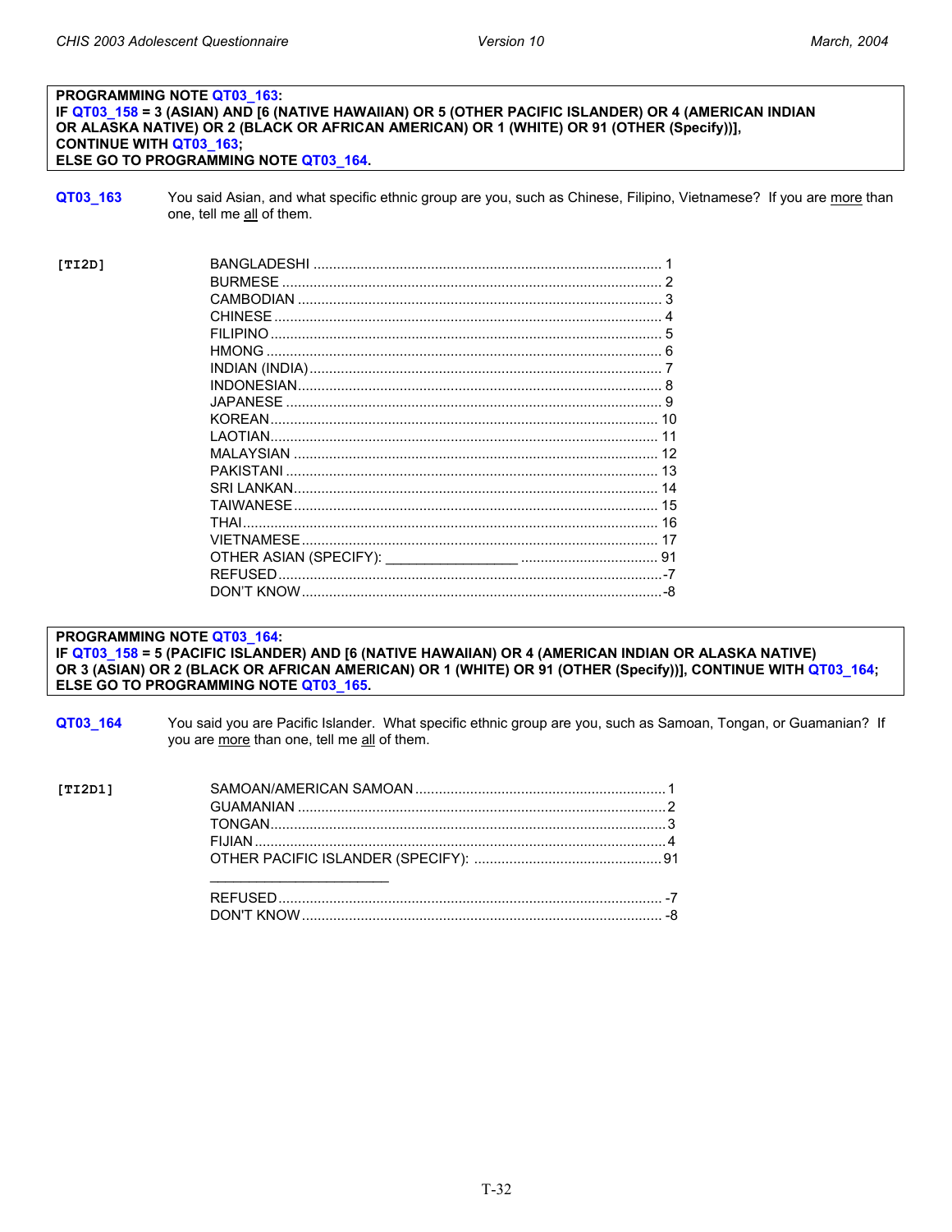**PROGRAMMING NOTE QT03_163:**
**IF QT03_158 = 3 (ASIAN) AND [6 (NATIVE HAWAIIAN) OR 5 (OTHER PACIFIC ISLANDER) OR 4 (AMERICAN INDIAN OR ALASKA NATIVE) OR 2 (BLACK OR AFRICAN AMERICAN) OR 1 (WHITE) OR 91 (OTHER (Specify))],**
**CONTINUE WITH QT03_163;**
**ELSE GO TO PROGRAMMING NOTE QT03_164.**

**QT03_163** You said Asian, and what specific ethnic group are you, such as Chinese, Filipino, Vietnamese? If you are more than one, tell me all of them.

[TI2D]

| | |
|---|---|
| BANGLADESHI | 1 |
| BURMESE | 2 |
| CAMBODIAN | 3 |
| CHINESE | 4 |
| FILIPINO | 5 |
| HMONG | 6 |
| INDIAN (INDIA) | 7 |
| INDONESIAN | 8 |
| JAPANESE | 9 |
| KOREAN | 10 |
| LAOTIAN | 11 |
| MALAYSIAN | 12 |
| PAKISTANI | 13 |
| SRI LANKAN | 14 |
| TAIWANESE | 15 |
| THAI | 16 |
| VIETNAMESE | 17 |
| OTHER ASIAN (SPECIFY): ________________ | 91 |
| REFUSED | -7 |
| DON'T KNOW | -8 |

**PROGRAMMING NOTE QT03_164:**
**IF QT03_158 = 5 (PACIFIC ISLANDER) AND [6 (NATIVE HAWAIIAN) OR 4 (AMERICAN INDIAN OR ALASKA NATIVE) OR 3 (ASIAN) OR 2 (BLACK OR AFRICAN AMERICAN) OR 1 (WHITE) OR 91 (OTHER (Specify))], CONTINUE WITH QT03_164;**
**ELSE GO TO PROGRAMMING NOTE QT03_165.**

**QT03_164** You said you are Pacific Islander. What specific ethnic group are you, such as Samoan, Tongan, or Guamanian? If you are more than one, tell me all of them.

[TI2D1]

| | |
|---|---|
| SAMOAN/AMERICAN SAMOAN | 1 |
| GUAMANIAN | 2 |
| TONGAN | 3 |
| FIJIAN | 4 |
| OTHER PACIFIC ISLANDER (SPECIFY): ______________________ | 91 |
| REFUSED | -7 |
| DON'T KNOW | -8 |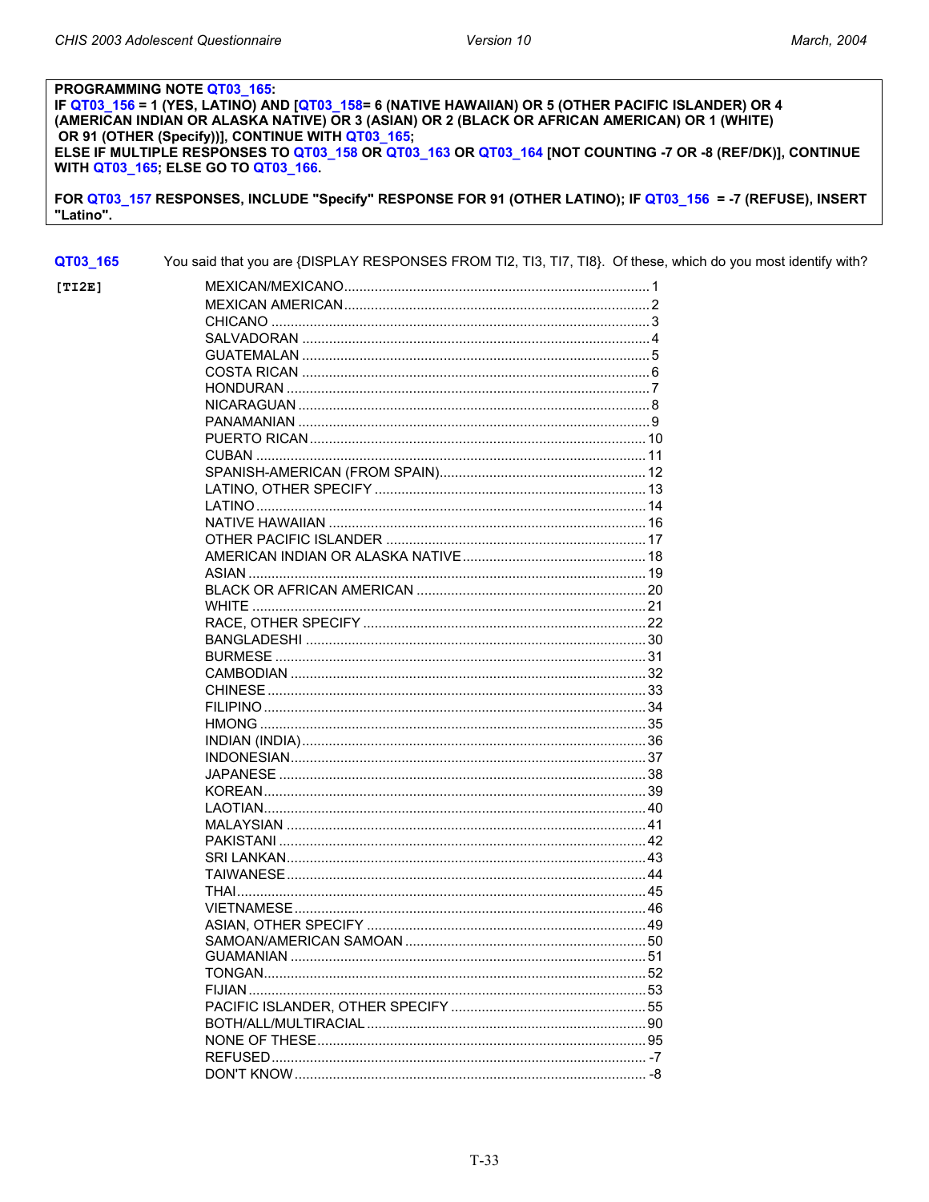**PROGRAMMING NOTE QT03_165:**
**IF QT03_156 = 1 (YES, LATINO) AND [QT03_158= 6 (NATIVE HAWAIIAN) OR 5 (OTHER PACIFIC ISLANDER) OR 4 (AMERICAN INDIAN OR ALASKA NATIVE) OR 3 (ASIAN) OR 2 (BLACK OR AFRICAN AMERICAN) OR 1 (WHITE) OR 91 (OTHER (Specify))], CONTINUE WITH QT03_165;**
**ELSE IF MULTIPLE RESPONSES TO QT03_158 OR QT03_163 OR QT03_164 [NOT COUNTING -7 OR -8 (REF/DK)], CONTINUE WITH QT03_165; ELSE GO TO QT03_166.**

**FOR QT03_157 RESPONSES, INCLUDE "Specify" RESPONSE FOR 91 (OTHER LATINO); IF QT03_156 = -7 (REFUSE), INSERT "Latino".**

**QT03_165** You said that you are {DISPLAY RESPONSES FROM TI2, TI3, TI7, TI8}. Of these, which do you most identify with?

**[TI2E]**

| Response | Code |
|---|---|
| MEXICAN/MEXICANO | 1 |
| MEXICAN AMERICAN | 2 |
| CHICANO | 3 |
| SALVADORAN | 4 |
| GUATEMALAN | 5 |
| COSTA RICAN | 6 |
| HONDURAN | 7 |
| NICARAGUAN | 8 |
| PANAMANIAN | 9 |
| PUERTO RICAN | 10 |
| CUBAN | 11 |
| SPANISH-AMERICAN (FROM SPAIN) | 12 |
| LATINO, OTHER SPECIFY | 13 |
| LATINO | 14 |
| NATIVE HAWAIIAN | 16 |
| OTHER PACIFIC ISLANDER | 17 |
| AMERICAN INDIAN OR ALASKA NATIVE | 18 |
| ASIAN | 19 |
| BLACK OR AFRICAN AMERICAN | 20 |
| WHITE | 21 |
| RACE, OTHER SPECIFY | 22 |
| BANGLADESHI | 30 |
| BURMESE | 31 |
| CAMBODIAN | 32 |
| CHINESE | 33 |
| FILIPINO | 34 |
| HMONG | 35 |
| INDIAN (INDIA) | 36 |
| INDONESIAN | 37 |
| JAPANESE | 38 |
| KOREAN | 39 |
| LAOTIAN | 40 |
| MALAYSIAN | 41 |
| PAKISTANI | 42 |
| SRI LANKAN | 43 |
| TAIWANESE | 44 |
| THAI | 45 |
| VIETNAMESE | 46 |
| ASIAN, OTHER SPECIFY | 49 |
| SAMOAN/AMERICAN SAMOAN | 50 |
| GUAMANIAN | 51 |
| TONGAN | 52 |
| FIJIAN | 53 |
| PACIFIC ISLANDER, OTHER SPECIFY | 55 |
| BOTH/ALL/MULTIRACIAL | 90 |
| NONE OF THESE | 95 |
| REFUSED | -7 |
| DON'T KNOW | -8 |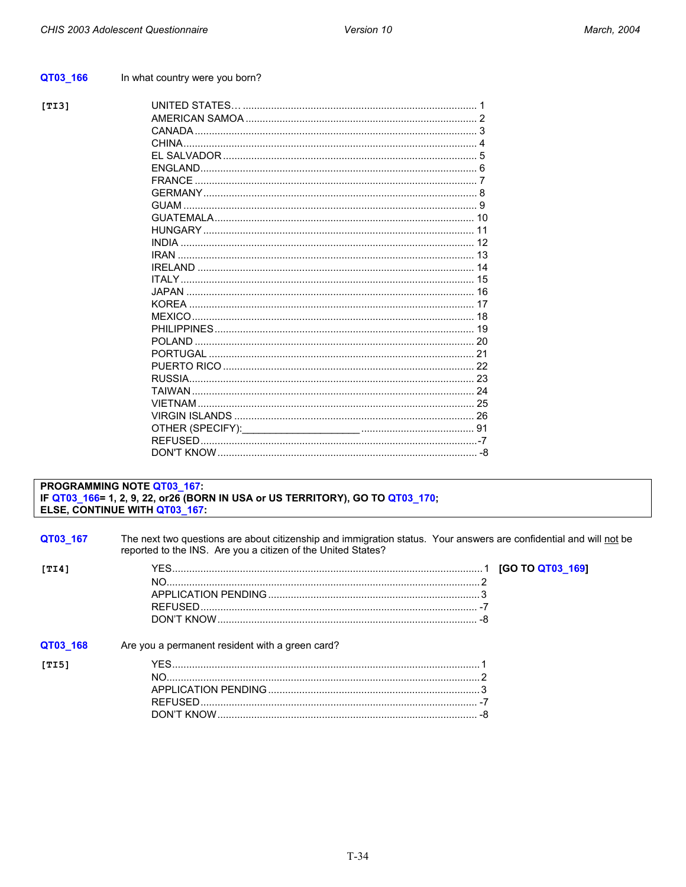**QT03_166** In what country were you born?

**[TI3]**

| | |
|---|---|
| UNITED STATES… | 1 |
| AMERICAN SAMOA | 2 |
| CANADA | 3 |
| CHINA | 4 |
| EL SALVADOR | 5 |
| ENGLAND | 6 |
| FRANCE | 7 |
| GERMANY | 8 |
| GUAM | 9 |
| GUATEMALA | 10 |
| HUNGARY | 11 |
| INDIA | 12 |
| IRAN | 13 |
| IRELAND | 14 |
| ITALY | 15 |
| JAPAN | 16 |
| KOREA | 17 |
| MEXICO | 18 |
| PHILIPPINES | 19 |
| POLAND | 20 |
| PORTUGAL | 21 |
| PUERTO RICO | 22 |
| RUSSIA | 23 |
| TAIWAN | 24 |
| VIETNAM | 25 |
| VIRGIN ISLANDS | 26 |
| OTHER (SPECIFY):____________________ | 91 |
| REFUSED | -7 |
| DON'T KNOW | -8 |

> **PROGRAMMING NOTE QT03_167:**
> **IF QT03_166= 1, 2, 9, 22, or26 (BORN IN USA or US TERRITORY), GO TO QT03_170;**
> **ELSE, CONTINUE WITH QT03_167:**

**QT03_167** The next two questions are about citizenship and immigration status. Your answers are confidential and will not be reported to the INS. Are you a citizen of the United States?

**[TI4]**

| | | |
|---|---|---|
| YES | 1 | **[GO TO QT03_169]** |
| NO | 2 | |
| APPLICATION PENDING | 3 | |
| REFUSED | -7 | |
| DON'T KNOW | -8 | |

**QT03_168** Are you a permanent resident with a green card?

**[TI5]**

| | |
|---|---|
| YES | 1 |
| NO | 2 |
| APPLICATION PENDING | 3 |
| REFUSED | -7 |
| DON'T KNOW | -8 |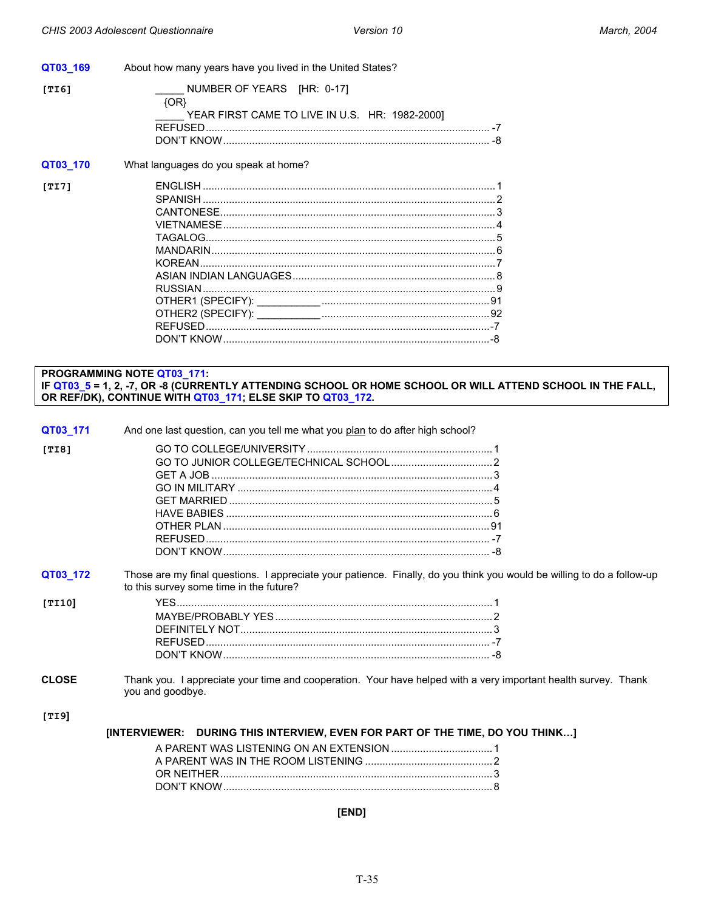**QT03_169** About how many years have you lived in the United States?

**[TI6]**

_____ NUMBER OF YEARS [HR: 0-17]
{OR}
_____ YEAR FIRST CAME TO LIVE IN U.S. HR: 1982-2000]
REFUSED ................................................................ -7
DON'T KNOW ............................................................ -8

**QT03_170** What languages do you speak at home?

**[TI7]**

ENGLISH ................................................................ 1
SPANISH ................................................................ 2
CANTONESE ............................................................ 3
VIETNAMESE ........................................................... 4
TAGALOG ................................................................ 5
MANDARIN .............................................................. 6
KOREAN .................................................................. 7
ASIAN INDIAN LANGUAGES ...................................... 8
RUSSIAN ................................................................. 9
OTHER1 (SPECIFY): ___________ ............................ 91
OTHER2 (SPECIFY): ___________ ............................ 92
REFUSED ................................................................ -7
DON'T KNOW ............................................................ -8

**PROGRAMMING NOTE QT03_171:**
**IF QT03_5 = 1, 2, -7, OR -8 (CURRENTLY ATTENDING SCHOOL OR HOME SCHOOL OR WILL ATTEND SCHOOL IN THE FALL, OR REF/DK), CONTINUE WITH QT03_171; ELSE SKIP TO QT03_172.**

**QT03_171** And one last question, can you tell me what you plan to do after high school?

**[TI8]**

GO TO COLLEGE/UNIVERSITY ..................................... 1
GO TO JUNIOR COLLEGE/TECHNICAL SCHOOL ............ 2
GET A JOB ............................................................. 3
GO IN MILITARY ...................................................... 4
GET MARRIED ......................................................... 5
HAVE BABIES .......................................................... 6
OTHER PLAN ........................................................... 91
REFUSED ................................................................ -7
DON'T KNOW ............................................................ -8

**QT03_172** Those are my final questions. I appreciate your patience. Finally, do you think you would be willing to do a follow-up to this survey some time in the future?

**[TI10]**

YES ........................................................................ 1
MAYBE/PROBABLY YES ............................................. 2
DEFINITELY NOT ...................................................... 3
REFUSED ................................................................ -7
DON'T KNOW ............................................................ -8

**CLOSE** Thank you. I appreciate your time and cooperation. Your have helped with a very important health survey. Thank you and goodbye.

**[TI9]**

**[INTERVIEWER: DURING THIS INTERVIEW, EVEN FOR PART OF THE TIME, DO YOU THINK…]**

A PARENT WAS LISTENING ON AN EXTENSION .................. 1
A PARENT WAS IN THE ROOM LISTENING ...................... 2
OR NEITHER ............................................................ 3
DON'T KNOW ............................................................ 8

**[END]**